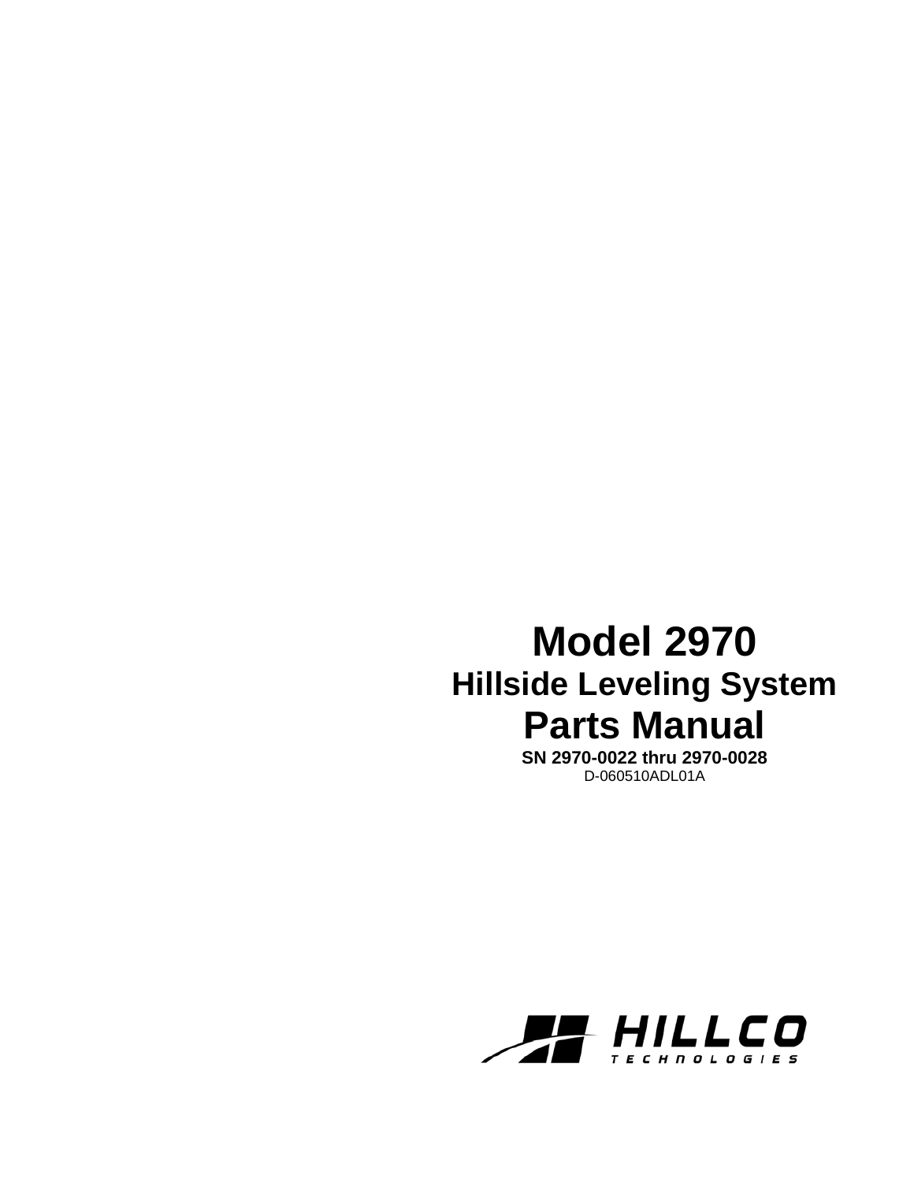# Model 2970

## Hillside Leveling System

# Parts Manual

**SN 2970-0022 thru 2970-0028**

D-060510ADL01A

HILLCO TECHNOLOGIES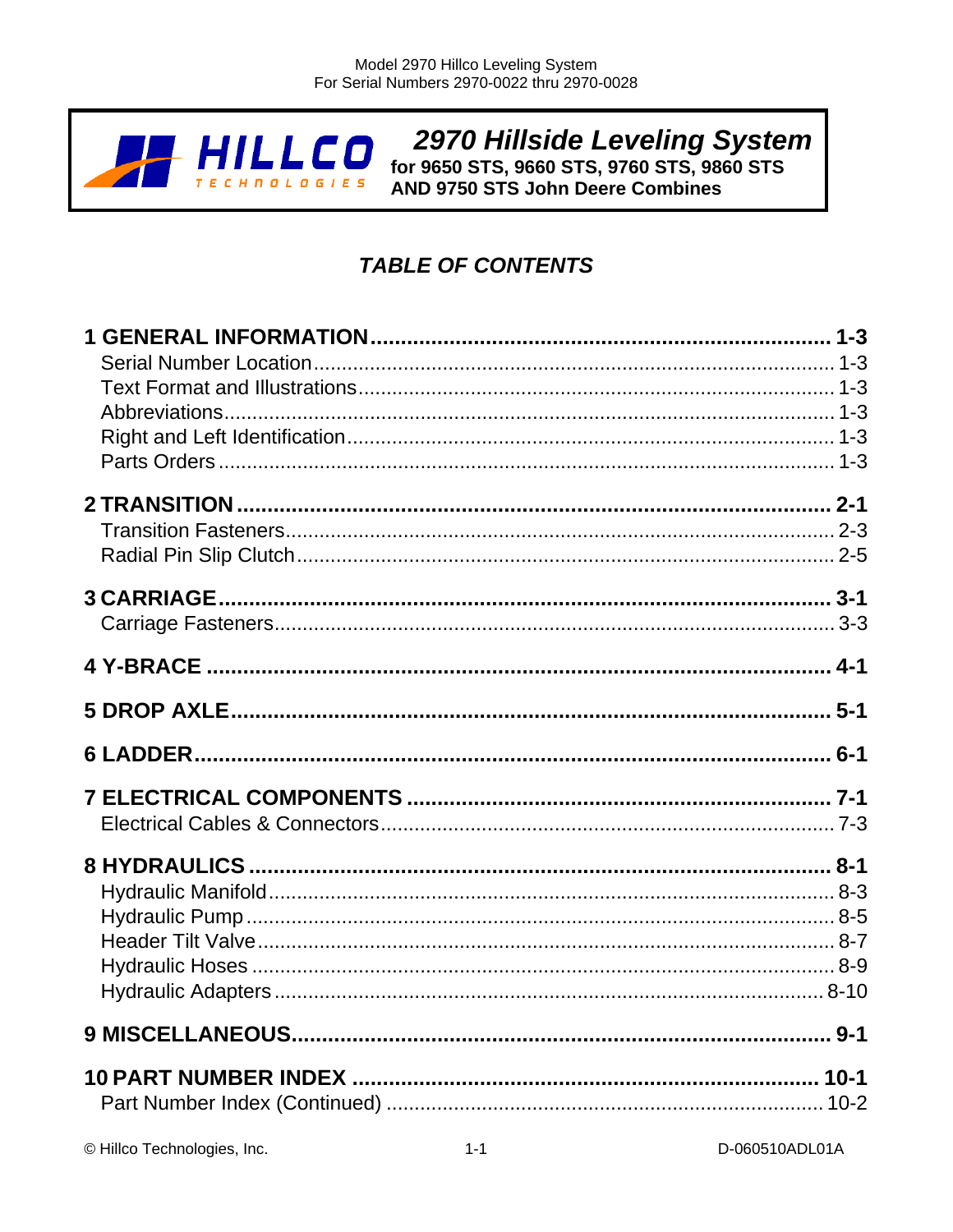# 2970 Hillside Leveling System

**for 9650 STS, 9660 STS, 9760 STS, 9860 STS AND 9750 STS John Deere Combines**

## *TABLE OF CONTENTS*

**1 GENERAL INFORMATION ........ 1-3**
- Serial Number Location ........ 1-3
- Text Format and Illustrations ........ 1-3
- Abbreviations ........ 1-3
- Right and Left Identification ........ 1-3
- Parts Orders ........ 1-3

**2 TRANSITION ........ 2-1**
- Transition Fasteners ........ 2-3
- Radial Pin Slip Clutch ........ 2-5

**3 CARRIAGE ........ 3-1**
- Carriage Fasteners ........ 3-3

**4 Y-BRACE ........ 4-1**

**5 DROP AXLE ........ 5-1**

**6 LADDER ........ 6-1**

**7 ELECTRICAL COMPONENTS ........ 7-1**
- Electrical Cables & Connectors ........ 7-3

**8 HYDRAULICS ........ 8-1**
- Hydraulic Manifold ........ 8-3
- Hydraulic Pump ........ 8-5
- Header Tilt Valve ........ 8-7
- Hydraulic Hoses ........ 8-9
- Hydraulic Adapters ........ 8-10

**9 MISCELLANEOUS ........ 9-1**

**10 PART NUMBER INDEX ........ 10-1**
- Part Number Index (Continued) ........ 10-2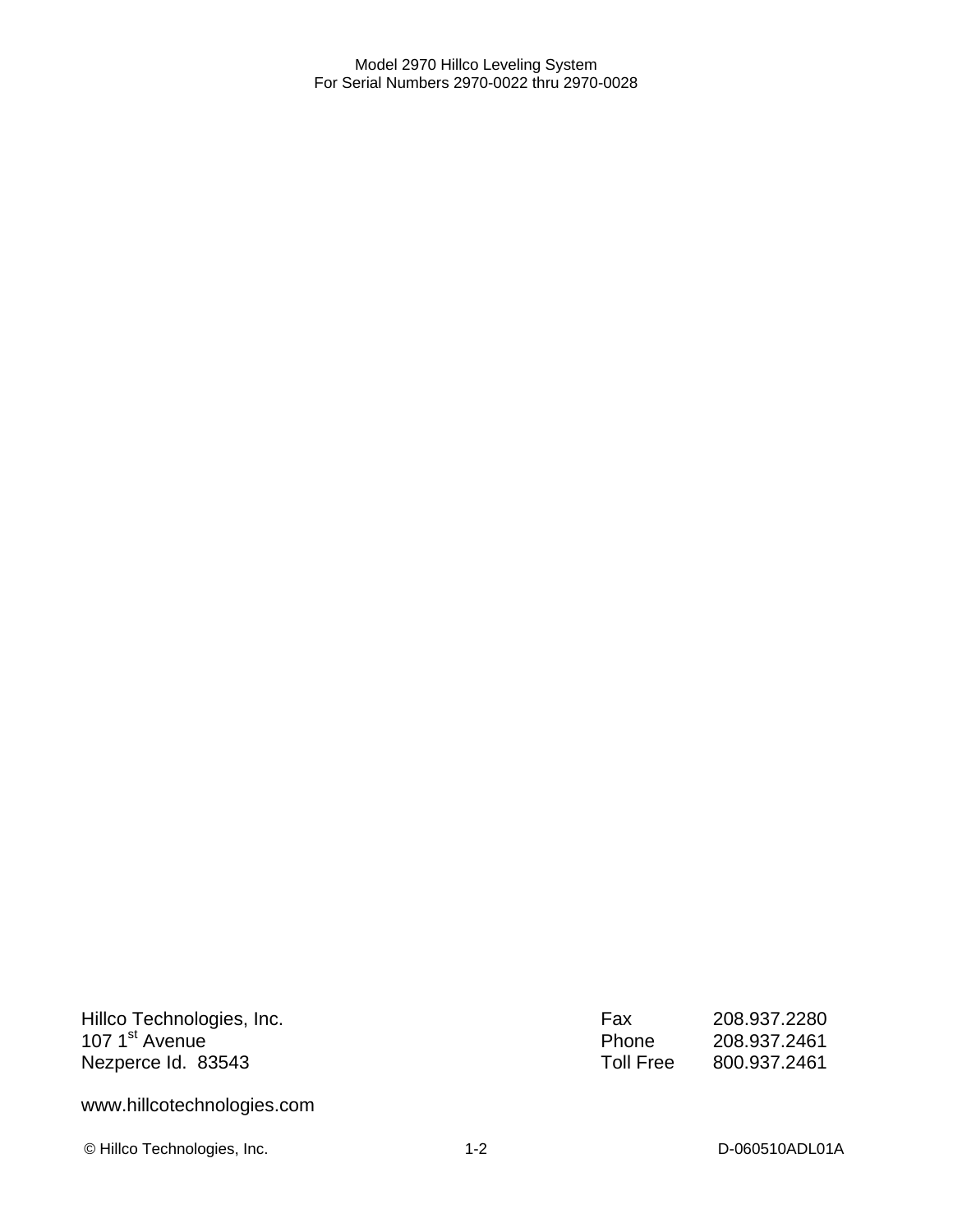Hillco Technologies, Inc.
107 1st Avenue
Nezperce Id.  83543

| | |
|---|---|
| Fax | 208.937.2280 |
| Phone | 208.937.2461 |
| Toll Free | 800.937.2461 |

www.hillcotechnologies.com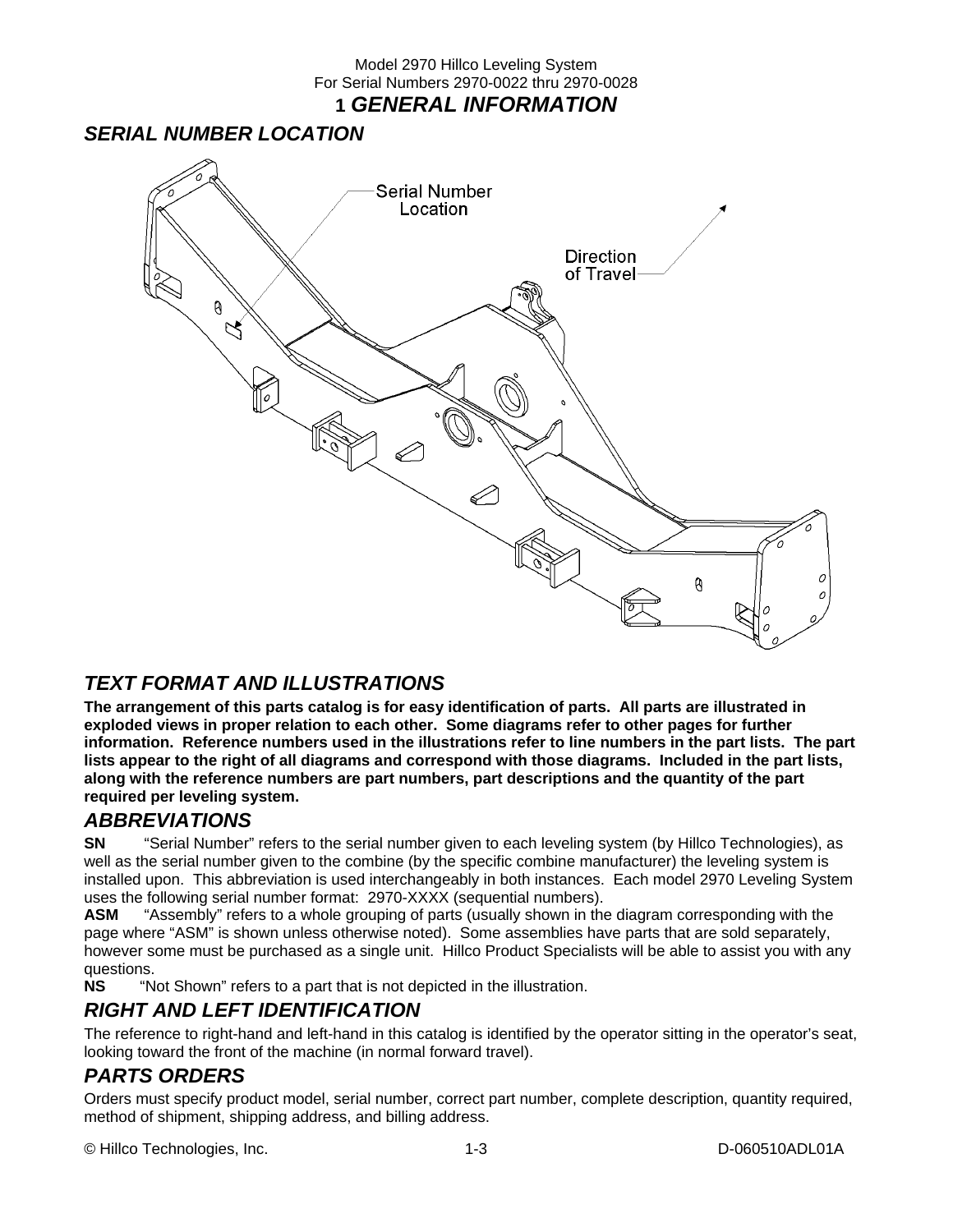# 1 GENERAL INFORMATION

## SERIAL NUMBER LOCATION

Serial Number Location

Direction of Travel

## TEXT FORMAT AND ILLUSTRATIONS

**The arrangement of this parts catalog is for easy identification of parts. All parts are illustrated in exploded views in proper relation to each other. Some diagrams refer to other pages for further information. Reference numbers used in the illustrations refer to line numbers in the part lists. The part lists appear to the right of all diagrams and correspond with those diagrams. Included in the part lists, along with the reference numbers are part numbers, part descriptions and the quantity of the part required per leveling system.**

## ABBREVIATIONS

**SN** "Serial Number" refers to the serial number given to each leveling system (by Hillco Technologies), as well as the serial number given to the combine (by the specific combine manufacturer) the leveling system is installed upon. This abbreviation is used interchangeably in both instances. Each model 2970 Leveling System uses the following serial number format: 2970-XXXX (sequential numbers).

**ASM** "Assembly" refers to a whole grouping of parts (usually shown in the diagram corresponding with the page where "ASM" is shown unless otherwise noted). Some assemblies have parts that are sold separately, however some must be purchased as a single unit. Hillco Product Specialists will be able to assist you with any questions.

**NS** "Not Shown" refers to a part that is not depicted in the illustration.

## RIGHT AND LEFT IDENTIFICATION

The reference to right-hand and left-hand in this catalog is identified by the operator sitting in the operator's seat, looking toward the front of the machine (in normal forward travel).

## PARTS ORDERS

Orders must specify product model, serial number, correct part number, complete description, quantity required, method of shipment, shipping address, and billing address.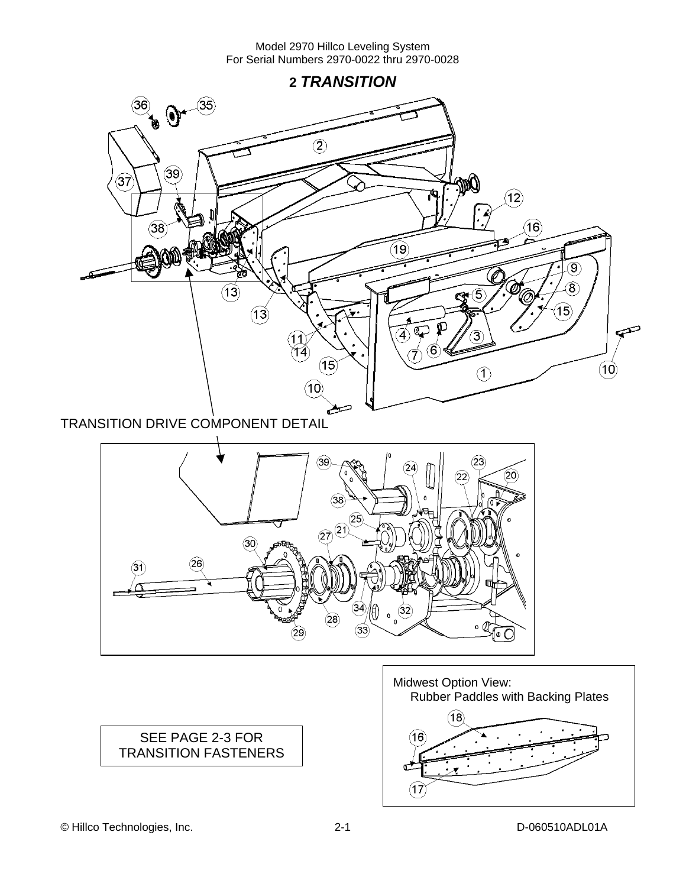# 2 TRANSITION

TRANSITION DRIVE COMPONENT DETAIL

SEE PAGE 2-3 FOR TRANSITION FASTENERS

Midwest Option View:
Rubber Paddles with Backing Plates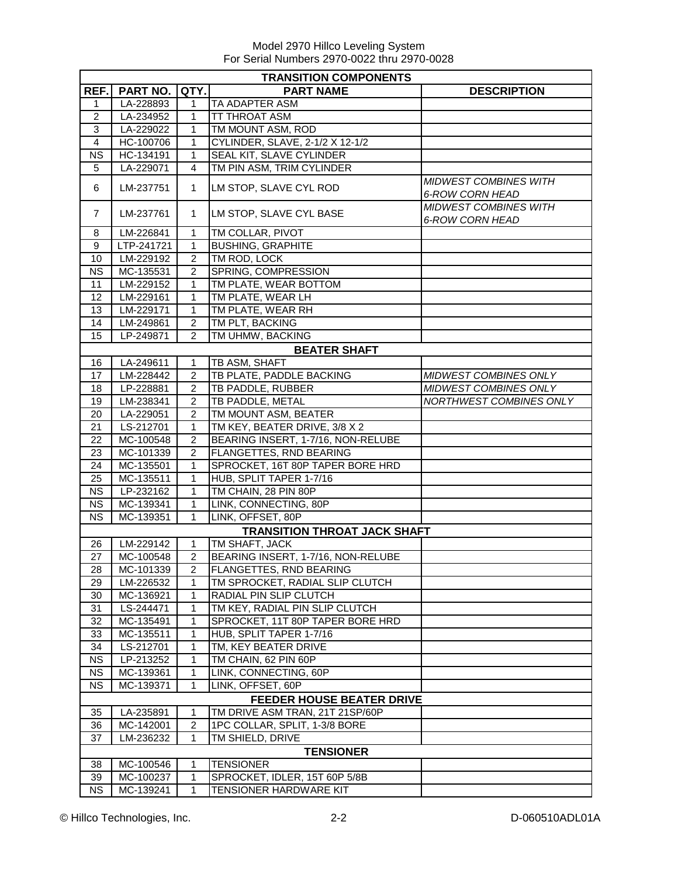Model 2970 Hillco Leveling System
For Serial Numbers 2970-0022 thru 2970-0028

| REF. | PART NO. | QTY. | PART NAME | DESCRIPTION |
|---|---|---|---|---|
| **TRANSITION COMPONENTS** | | | | |
| 1 | LA-228893 | 1 | TA ADAPTER ASM | |
| 2 | LA-234952 | 1 | TT THROAT ASM | |
| 3 | LA-229022 | 1 | TM MOUNT ASM, ROD | |
| 4 | HC-100706 | 1 | CYLINDER, SLAVE, 2-1/2 X 12-1/2 | |
| NS | HC-134191 | 1 | SEAL KIT, SLAVE CYLINDER | |
| 5 | LA-229071 | 4 | TM PIN ASM, TRIM CYLINDER | |
| 6 | LM-237751 | 1 | LM STOP, SLAVE CYL ROD | *MIDWEST COMBINES WITH 6-ROW CORN HEAD* |
| 7 | LM-237761 | 1 | LM STOP, SLAVE CYL BASE | *MIDWEST COMBINES WITH 6-ROW CORN HEAD* |
| 8 | LM-226841 | 1 | TM COLLAR, PIVOT | |
| 9 | LTP-241721 | 1 | BUSHING, GRAPHITE | |
| 10 | LM-229192 | 2 | TM ROD, LOCK | |
| NS | MC-135531 | 2 | SPRING, COMPRESSION | |
| 11 | LM-229152 | 1 | TM PLATE, WEAR BOTTOM | |
| 12 | LM-229161 | 1 | TM PLATE, WEAR LH | |
| 13 | LM-229171 | 1 | TM PLATE, WEAR RH | |
| 14 | LM-249861 | 2 | TM PLT, BACKING | |
| 15 | LP-249871 | 2 | TM UHMW, BACKING | |
| **BEATER SHAFT** | | | | |
| 16 | LA-249611 | 1 | TB ASM, SHAFT | |
| 17 | LM-228442 | 2 | TB PLATE, PADDLE BACKING | *MIDWEST COMBINES ONLY* |
| 18 | LP-228881 | 2 | TB PADDLE, RUBBER | *MIDWEST COMBINES ONLY* |
| 19 | LM-238341 | 2 | TB PADDLE, METAL | *NORTHWEST COMBINES ONLY* |
| 20 | LA-229051 | 2 | TM MOUNT ASM, BEATER | |
| 21 | LS-212701 | 1 | TM KEY, BEATER DRIVE, 3/8 X 2 | |
| 22 | MC-100548 | 2 | BEARING INSERT, 1-7/16, NON-RELUBE | |
| 23 | MC-101339 | 2 | FLANGETTES, RND BEARING | |
| 24 | MC-135501 | 1 | SPROCKET, 16T 80P TAPER BORE HRD | |
| 25 | MC-135511 | 1 | HUB, SPLIT TAPER 1-7/16 | |
| NS | LP-232162 | 1 | TM CHAIN, 28 PIN 80P | |
| NS | MC-139341 | 1 | LINK, CONNECTING, 80P | |
| NS | MC-139351 | 1 | LINK, OFFSET, 80P | |
| **TRANSITION THROAT JACK SHAFT** | | | | |
| 26 | LM-229142 | 1 | TM SHAFT, JACK | |
| 27 | MC-100548 | 2 | BEARING INSERT, 1-7/16, NON-RELUBE | |
| 28 | MC-101339 | 2 | FLANGETTES, RND BEARING | |
| 29 | LM-226532 | 1 | TM SPROCKET, RADIAL SLIP CLUTCH | |
| 30 | MC-136921 | 1 | RADIAL PIN SLIP CLUTCH | |
| 31 | LS-244471 | 1 | TM KEY, RADIAL PIN SLIP CLUTCH | |
| 32 | MC-135491 | 1 | SPROCKET, 11T 80P TAPER BORE HRD | |
| 33 | MC-135511 | 1 | HUB, SPLIT TAPER 1-7/16 | |
| 34 | LS-212701 | 1 | TM, KEY BEATER DRIVE | |
| NS | LP-213252 | 1 | TM CHAIN, 62 PIN 60P | |
| NS | MC-139361 | 1 | LINK, CONNECTING, 60P | |
| NS | MC-139371 | 1 | LINK, OFFSET, 60P | |
| **FEEDER HOUSE BEATER DRIVE** | | | | |
| 35 | LA-235891 | 1 | TM DRIVE ASM TRAN, 21T 21SP/60P | |
| 36 | MC-142001 | 2 | 1PC COLLAR, SPLIT, 1-3/8 BORE | |
| 37 | LM-236232 | 1 | TM SHIELD, DRIVE | |
| **TENSIONER** | | | | |
| 38 | MC-100546 | 1 | TENSIONER | |
| 39 | MC-100237 | 1 | SPROCKET, IDLER, 15T 60P 5/8B | |
| NS | MC-139241 | 1 | TENSIONER HARDWARE KIT | |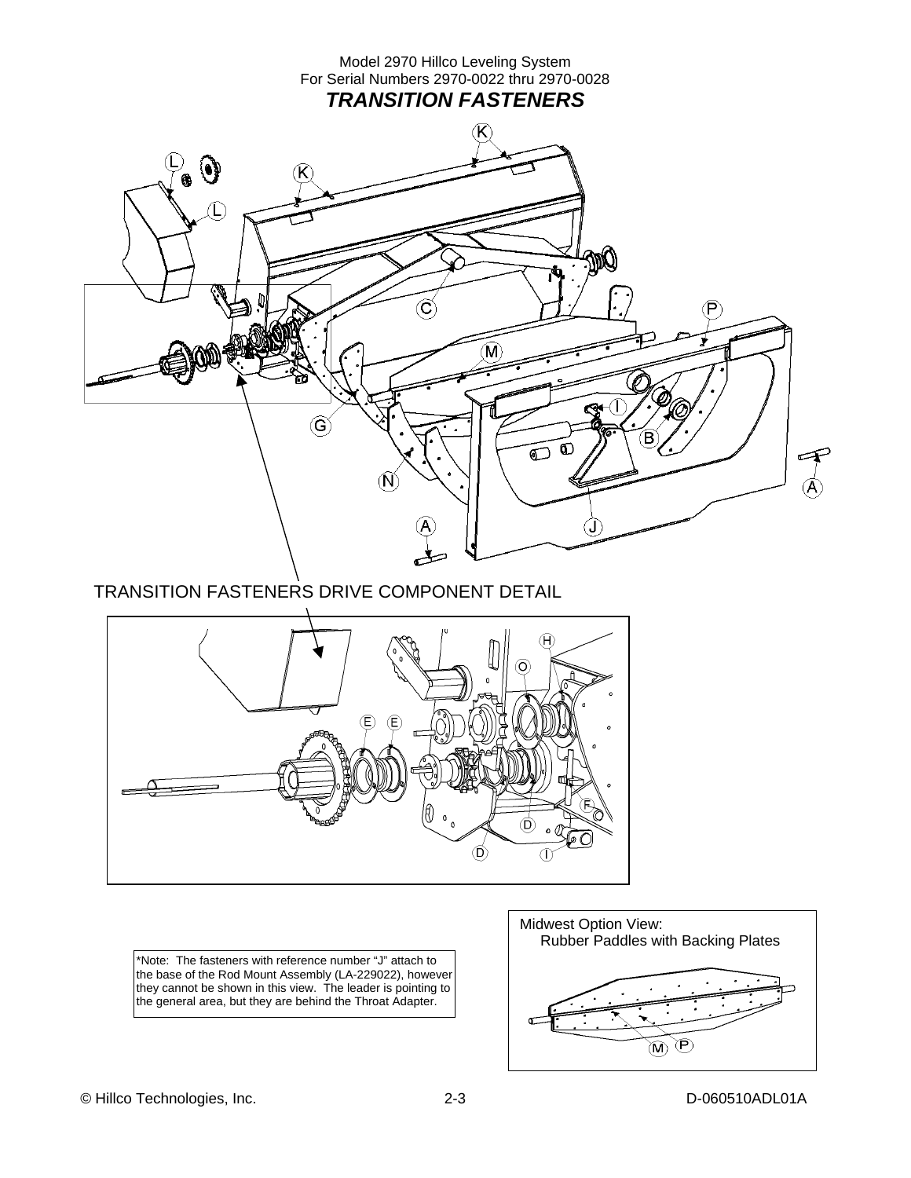Model 2970 Hillco Leveling System
For Serial Numbers 2970-0022 thru 2970-0028

# *TRANSITION FASTENERS*

TRANSITION FASTENERS DRIVE COMPONENT DETAIL

*Note: The fasteners with reference number "J" attach to the base of the Rod Mount Assembly (LA-229022), however they cannot be shown in this view. The leader is pointing to the general area, but they are behind the Throat Adapter.

Midwest Option View:
Rubber Paddles with Backing Plates

© Hillco Technologies, Inc. D-060510ADL01A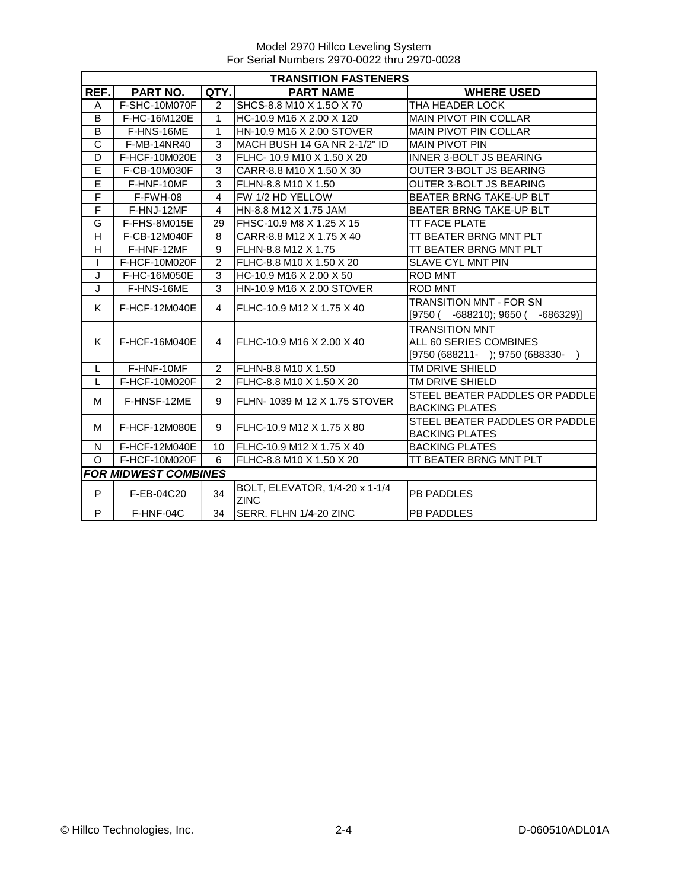Model 2970 Hillco Leveling System
For Serial Numbers 2970-0022 thru 2970-0028

| TRANSITION FASTENERS | | | | |
|---|---|---|---|---|
| REF. | PART NO. | QTY. | PART NAME | WHERE USED |
| A | F-SHC-10M070F | 2 | SHCS-8.8 M10 X 1.5O X 70 | THA HEADER LOCK |
| B | F-HC-16M120E | 1 | HC-10.9 M16 X 2.00 X 120 | MAIN PIVOT PIN COLLAR |
| B | F-HNS-16ME | 1 | HN-10.9 M16 X 2.00 STOVER | MAIN PIVOT PIN COLLAR |
| C | F-MB-14NR40 | 3 | MACH BUSH 14 GA NR 2-1/2" ID | MAIN PIVOT PIN |
| D | F-HCF-10M020E | 3 | FLHC- 10.9 M10 X 1.50 X 20 | INNER 3-BOLT JS BEARING |
| E | F-CB-10M030F | 3 | CARR-8.8 M10 X 1.50 X 30 | OUTER 3-BOLT JS BEARING |
| E | F-HNF-10MF | 3 | FLHN-8.8 M10 X 1.50 | OUTER 3-BOLT JS BEARING |
| F | F-FWH-08 | 4 | FW 1/2 HD YELLOW | BEATER BRNG TAKE-UP BLT |
| F | F-HNJ-12MF | 4 | HN-8.8 M12 X 1.75 JAM | BEATER BRNG TAKE-UP BLT |
| G | F-FHS-8M015E | 29 | FHSC-10.9 M8 X 1.25 X 15 | TT FACE PLATE |
| H | F-CB-12M040F | 8 | CARR-8.8 M12 X 1.75 X 40 | TT BEATER BRNG MNT PLT |
| H | F-HNF-12MF | 9 | FLHN-8.8 M12 X 1.75 | TT BEATER BRNG MNT PLT |
| I | F-HCF-10M020F | 2 | FLHC-8.8 M10 X 1.50 X 20 | SLAVE CYL MNT PIN |
| J | F-HC-16M050E | 3 | HC-10.9 M16 X 2.00 X 50 | ROD MNT |
| J | F-HNS-16ME | 3 | HN-10.9 M16 X 2.00 STOVER | ROD MNT |
| K | F-HCF-12M040E | 4 | FLHC-10.9 M12 X 1.75 X 40 | TRANSITION MNT - FOR SN [9750 ( -688210); 9650 ( -686329)] |
| K | F-HCF-16M040E | 4 | FLHC-10.9 M16 X 2.00 X 40 | TRANSITION MNT ALL 60 SERIES COMBINES [9750 (688211- ); 9750 (688330- ) |
| L | F-HNF-10MF | 2 | FLHN-8.8 M10 X 1.50 | TM DRIVE SHIELD |
| L | F-HCF-10M020F | 2 | FLHC-8.8 M10 X 1.50 X 20 | TM DRIVE SHIELD |
| M | F-HNSF-12ME | 9 | FLHN- 1039 M 12 X 1.75 STOVER | STEEL BEATER PADDLES OR PADDLE BACKING PLATES |
| M | F-HCF-12M080E | 9 | FLHC-10.9 M12 X 1.75 X 80 | STEEL BEATER PADDLES OR PADDLE BACKING PLATES |
| N | F-HCF-12M040E | 10 | FLHC-10.9 M12 X 1.75 X 40 | BACKING PLATES |
| O | F-HCF-10M020F | 6 | FLHC-8.8 M10 X 1.50 X 20 | TT BEATER BRNG MNT PLT |
| ***FOR MIDWEST COMBINES*** | | | | |
| P | F-EB-04C20 | 34 | BOLT, ELEVATOR, 1/4-20 x 1-1/4 ZINC | PB PADDLES |
| P | F-HNF-04C | 34 | SERR. FLHN 1/4-20 ZINC | PB PADDLES |

© Hillco Technologies, Inc. 2-4 D-060510ADL01A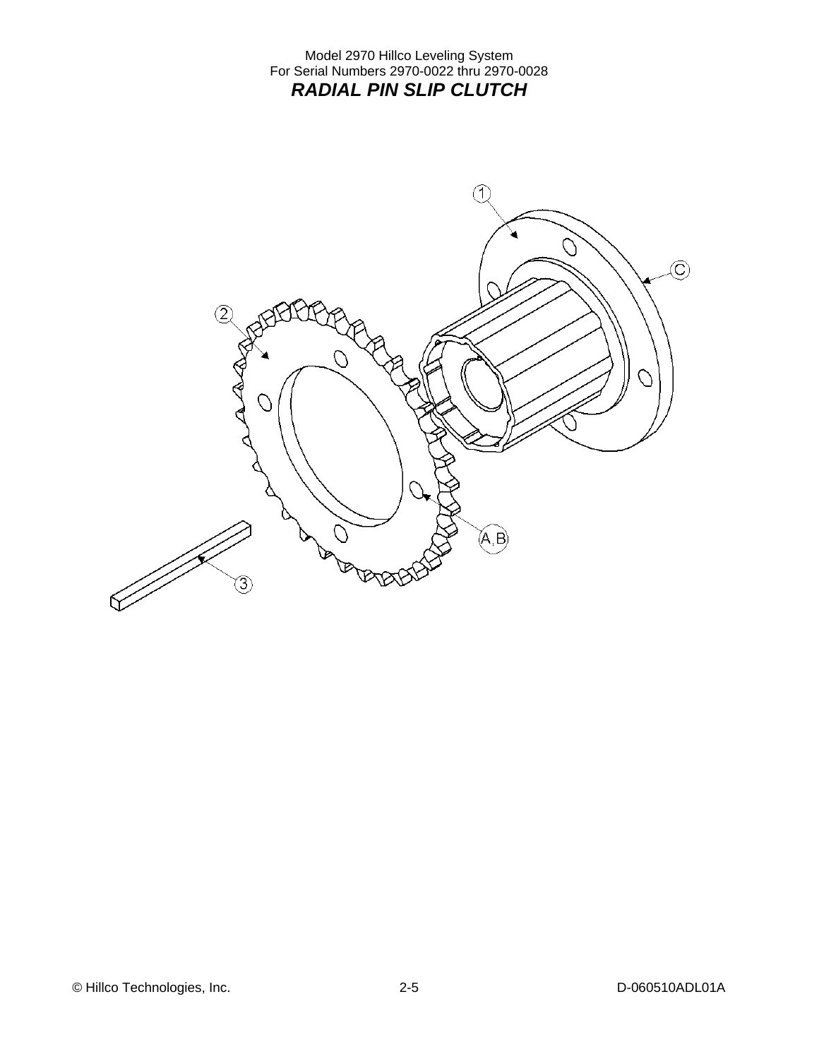Model 2970 Hillco Leveling System
For Serial Numbers 2970-0022 thru 2970-0028

## *RADIAL PIN SLIP CLUTCH*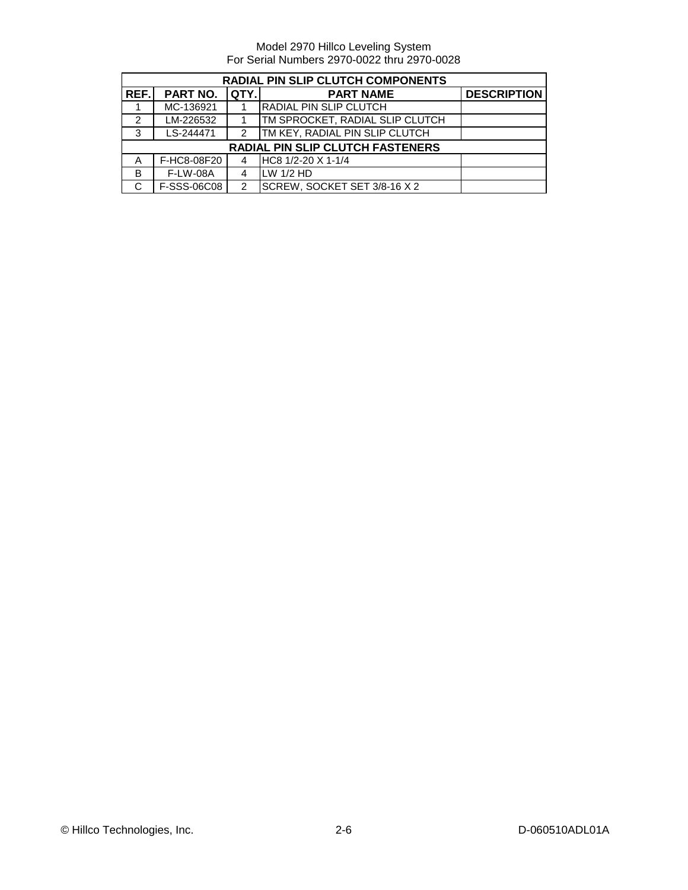Model 2970 Hillco Leveling System
For Serial Numbers 2970-0022 thru 2970-0028

| RADIAL PIN SLIP CLUTCH COMPONENTS | | | | |
|---|---|---|---|---|
| REF. | PART NO. | QTY. | PART NAME | DESCRIPTION |
| 1 | MC-136921 | 1 | RADIAL PIN SLIP CLUTCH | |
| 2 | LM-226532 | 1 | TM SPROCKET, RADIAL SLIP CLUTCH | |
| 3 | LS-244471 | 2 | TM KEY, RADIAL PIN SLIP CLUTCH | |
| **RADIAL PIN SLIP CLUTCH FASTENERS** | | | | |
| A | F-HC8-08F20 | 4 | HC8 1/2-20 X 1-1/4 | |
| B | F-LW-08A | 4 | LW 1/2 HD | |
| C | F-SSS-06C08 | 2 | SCREW, SOCKET SET 3/8-16 X 2 | |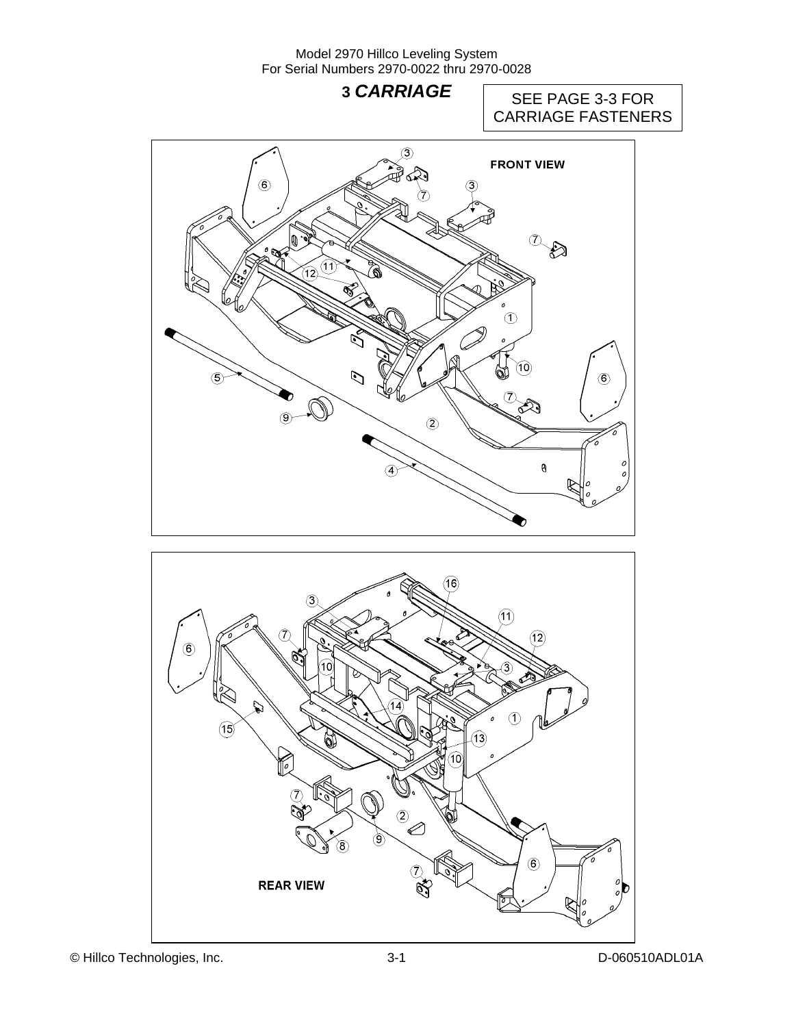# 3 *CARRIAGE*

SEE PAGE 3-3 FOR CARRIAGE FASTENERS

FRONT VIEW

REAR VIEW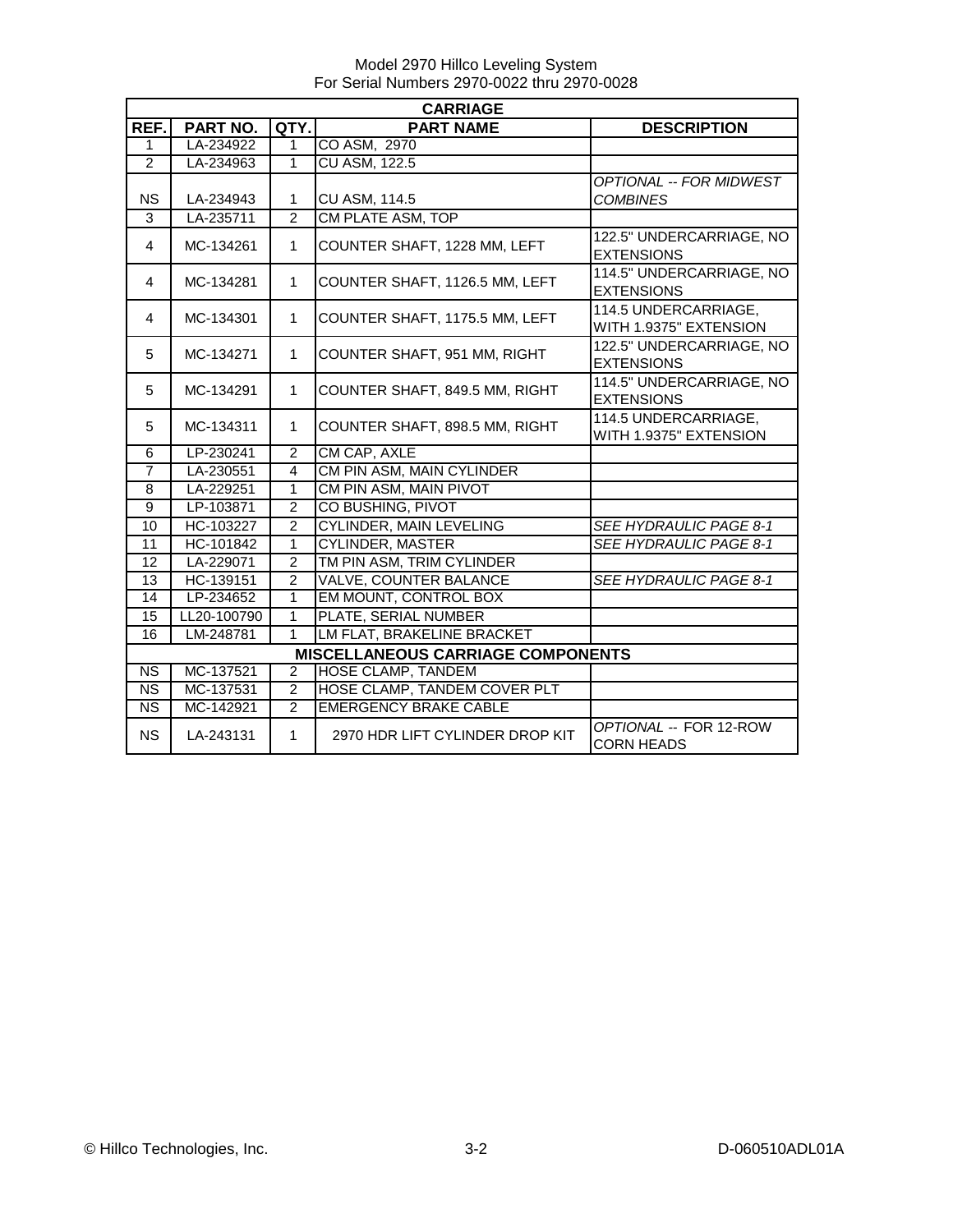Model 2970 Hillco Leveling System
For Serial Numbers 2970-0022 thru 2970-0028

| CARRIAGE | | | | |
|---|---|---|---|---|
| **REF.** | **PART NO.** | **QTY.** | **PART NAME** | **DESCRIPTION** |
| 1 | LA-234922 | 1 | CO ASM, 2970 | |
| 2 | LA-234963 | 1 | CU ASM, 122.5 | |
| NS | LA-234943 | 1 | CU ASM, 114.5 | *OPTIONAL -- FOR MIDWEST COMBINES* |
| 3 | LA-235711 | 2 | CM PLATE ASM, TOP | |
| 4 | MC-134261 | 1 | COUNTER SHAFT, 1228 MM, LEFT | 122.5" UNDERCARRIAGE, NO EXTENSIONS |
| 4 | MC-134281 | 1 | COUNTER SHAFT, 1126.5 MM, LEFT | 114.5" UNDERCARRIAGE, NO EXTENSIONS |
| 4 | MC-134301 | 1 | COUNTER SHAFT, 1175.5 MM, LEFT | 114.5 UNDERCARRIAGE, WITH 1.9375" EXTENSION |
| 5 | MC-134271 | 1 | COUNTER SHAFT, 951 MM, RIGHT | 122.5" UNDERCARRIAGE, NO EXTENSIONS |
| 5 | MC-134291 | 1 | COUNTER SHAFT, 849.5 MM, RIGHT | 114.5" UNDERCARRIAGE, NO EXTENSIONS |
| 5 | MC-134311 | 1 | COUNTER SHAFT, 898.5 MM, RIGHT | 114.5 UNDERCARRIAGE, WITH 1.9375" EXTENSION |
| 6 | LP-230241 | 2 | CM CAP, AXLE | |
| 7 | LA-230551 | 4 | CM PIN ASM, MAIN CYLINDER | |
| 8 | LA-229251 | 1 | CM PIN ASM, MAIN PIVOT | |
| 9 | LP-103871 | 2 | CO BUSHING, PIVOT | |
| 10 | HC-103227 | 2 | CYLINDER, MAIN LEVELING | *SEE HYDRAULIC PAGE 8-1* |
| 11 | HC-101842 | 1 | CYLINDER, MASTER | *SEE HYDRAULIC PAGE 8-1* |
| 12 | LA-229071 | 2 | TM PIN ASM, TRIM CYLINDER | |
| 13 | HC-139151 | 2 | VALVE, COUNTER BALANCE | *SEE HYDRAULIC PAGE 8-1* |
| 14 | LP-234652 | 1 | EM MOUNT, CONTROL BOX | |
| 15 | LL20-100790 | 1 | PLATE, SERIAL NUMBER | |
| 16 | LM-248781 | 1 | LM FLAT, BRAKELINE BRACKET | |
| **MISCELLANEOUS CARRIAGE COMPONENTS** | | | | |
| NS | MC-137521 | 2 | HOSE CLAMP, TANDEM | |
| NS | MC-137531 | 2 | HOSE CLAMP, TANDEM COVER PLT | |
| NS | MC-142921 | 2 | EMERGENCY BRAKE CABLE | |
| NS | LA-243131 | 1 | 2970 HDR LIFT CYLINDER DROP KIT | *OPTIONAL* -- FOR 12-ROW CORN HEADS |

© Hillco Technologies, Inc. 3-2 D-060510ADL01A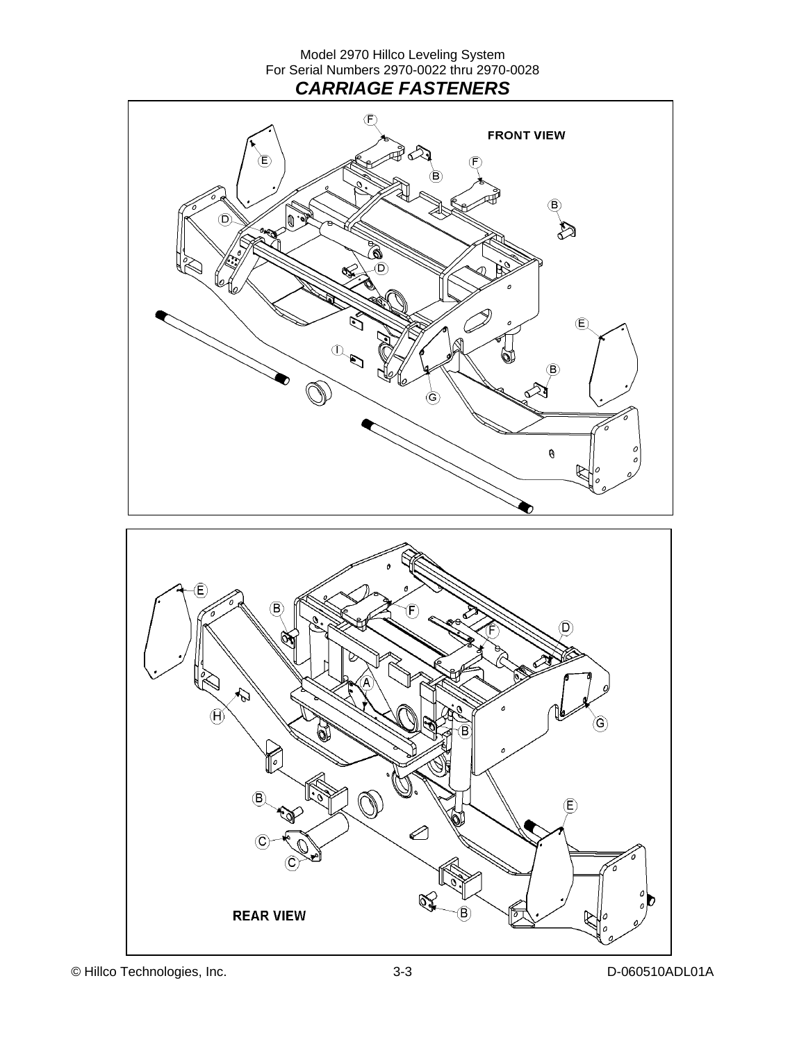Model 2970 Hillco Leveling System
For Serial Numbers 2970-0022 thru 2970-0028

## *CARRIAGE FASTENERS*

FRONT VIEW

REAR VIEW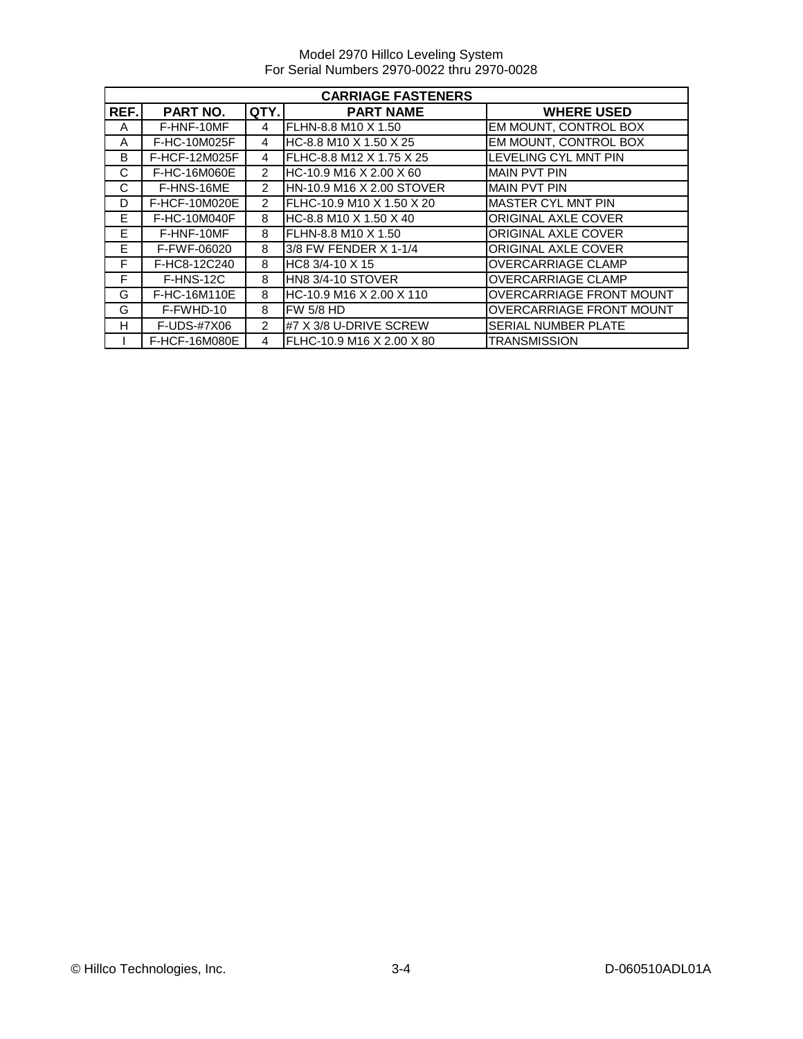| CARRIAGE FASTENERS | | | | |
|---|---|---|---|---|
| REF. | PART NO. | QTY. | PART NAME | WHERE USED |
| A | F-HNF-10MF | 4 | FLHN-8.8 M10 X 1.50 | EM MOUNT, CONTROL BOX |
| A | F-HC-10M025F | 4 | HC-8.8 M10 X 1.50 X 25 | EM MOUNT, CONTROL BOX |
| B | F-HCF-12M025F | 4 | FLHC-8.8 M12 X 1.75 X 25 | LEVELING CYL MNT PIN |
| C | F-HC-16M060E | 2 | HC-10.9 M16 X 2.00 X 60 | MAIN PVT PIN |
| C | F-HNS-16ME | 2 | HN-10.9 M16 X 2.00 STOVER | MAIN PVT PIN |
| D | F-HCF-10M020E | 2 | FLHC-10.9 M10 X 1.50 X 20 | MASTER CYL MNT PIN |
| E | F-HC-10M040F | 8 | HC-8.8 M10 X 1.50 X 40 | ORIGINAL AXLE COVER |
| E | F-HNF-10MF | 8 | FLHN-8.8 M10 X 1.50 | ORIGINAL AXLE COVER |
| E | F-FWF-06020 | 8 | 3/8 FW FENDER X 1-1/4 | ORIGINAL AXLE COVER |
| F | F-HC8-12C240 | 8 | HC8 3/4-10 X 15 | OVERCARRIAGE CLAMP |
| F | F-HNS-12C | 8 | HN8 3/4-10 STOVER | OVERCARRIAGE CLAMP |
| G | F-HC-16M110E | 8 | HC-10.9 M16 X 2.00 X 110 | OVERCARRIAGE FRONT MOUNT |
| G | F-FWHD-10 | 8 | FW 5/8 HD | OVERCARRIAGE FRONT MOUNT |
| H | F-UDS-#7X06 | 2 | #7 X 3/8 U-DRIVE SCREW | SERIAL NUMBER PLATE |
| I | F-HCF-16M080E | 4 | FLHC-10.9 M16 X 2.00 X 80 | TRANSMISSION |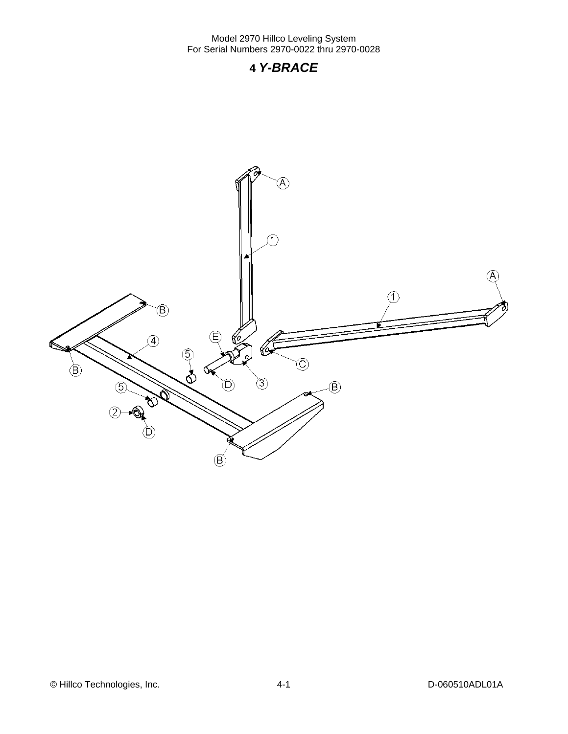# 4 *Y-BRACE*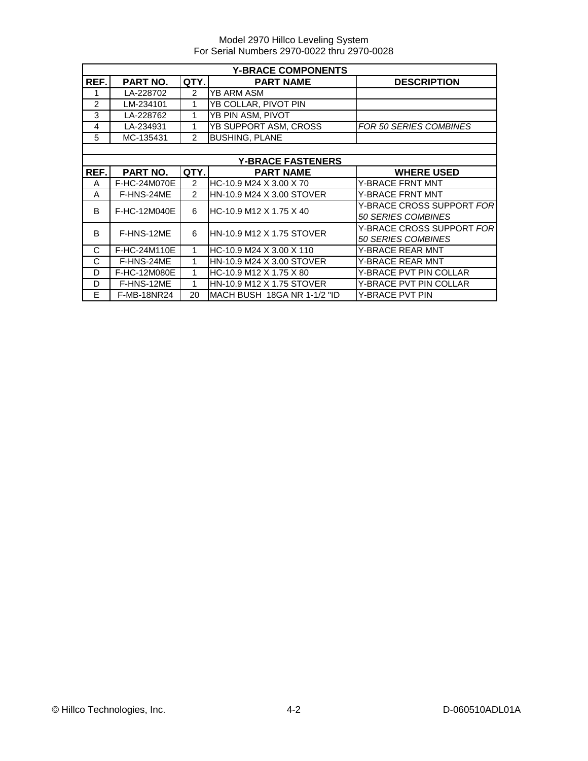| Y-BRACE COMPONENTS | | | | |
|---|---|---|---|---|
| **REF.** | **PART NO.** | **QTY.** | **PART NAME** | **DESCRIPTION** |
| 1 | LA-228702 | 2 | YB ARM ASM | |
| 2 | LM-234101 | 1 | YB COLLAR, PIVOT PIN | |
| 3 | LA-228762 | 1 | YB PIN ASM, PIVOT | |
| 4 | LA-234931 | 1 | YB SUPPORT ASM, CROSS | *FOR 50 SERIES COMBINES* |
| 5 | MC-135431 | 2 | BUSHING, PLANE | |

| Y-BRACE FASTENERS | | | | |
|---|---|---|---|---|
| **REF.** | **PART NO.** | **QTY.** | **PART NAME** | **WHERE USED** |
| A | F-HC-24M070E | 2 | HC-10.9 M24 X 3.00 X 70 | Y-BRACE FRNT MNT |
| A | F-HNS-24ME | 2 | HN-10.9 M24 X 3.00 STOVER | Y-BRACE FRNT MNT |
| B | F-HC-12M040E | 6 | HC-10.9 M12 X 1.75 X 40 | Y-BRACE CROSS SUPPORT *FOR 50 SERIES COMBINES* |
| B | F-HNS-12ME | 6 | HN-10.9 M12 X 1.75 STOVER | Y-BRACE CROSS SUPPORT *FOR 50 SERIES COMBINES* |
| C | F-HC-24M110E | 1 | HC-10.9 M24 X 3.00 X 110 | Y-BRACE REAR MNT |
| C | F-HNS-24ME | 1 | HN-10.9 M24 X 3.00 STOVER | Y-BRACE REAR MNT |
| D | F-HC-12M080E | 1 | HC-10.9 M12 X 1.75 X 80 | Y-BRACE PVT PIN COLLAR |
| D | F-HNS-12ME | 1 | HN-10.9 M12 X 1.75 STOVER | Y-BRACE PVT PIN COLLAR |
| E | F-MB-18NR24 | 20 | MACH BUSH 18GA NR 1-1/2 "ID | Y-BRACE PVT PIN |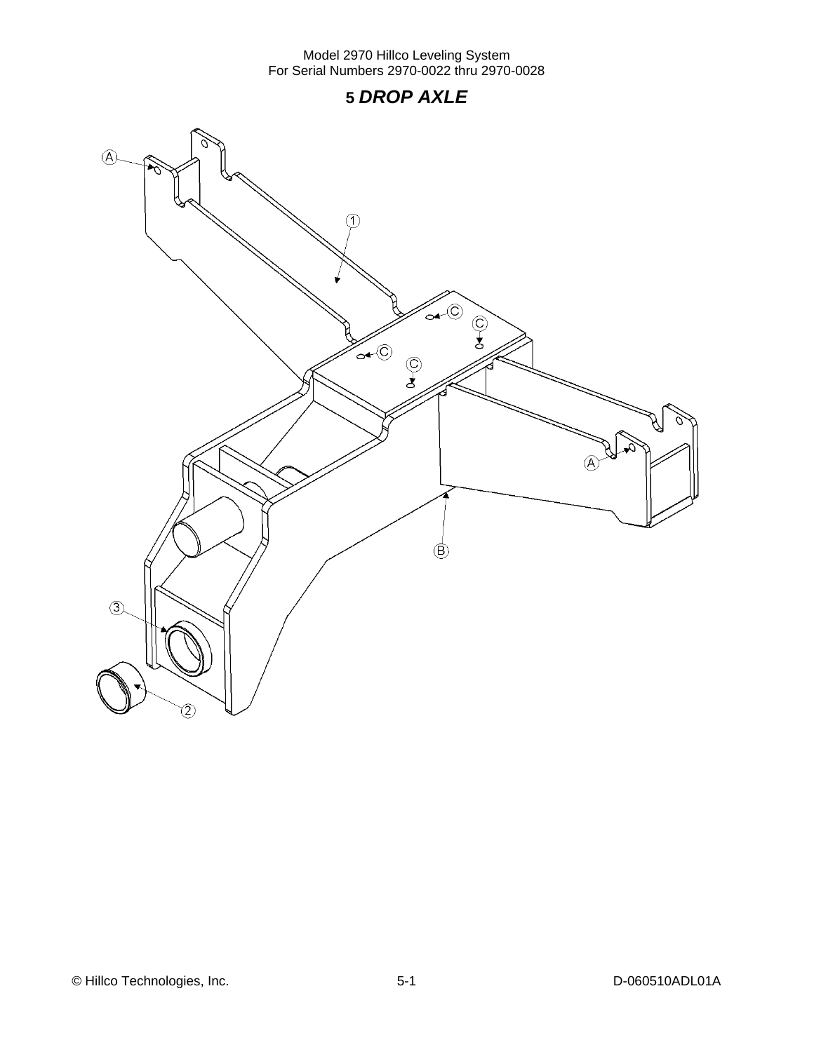# 5 *DROP AXLE*

A

1

C

C

C

C

A

B

3

2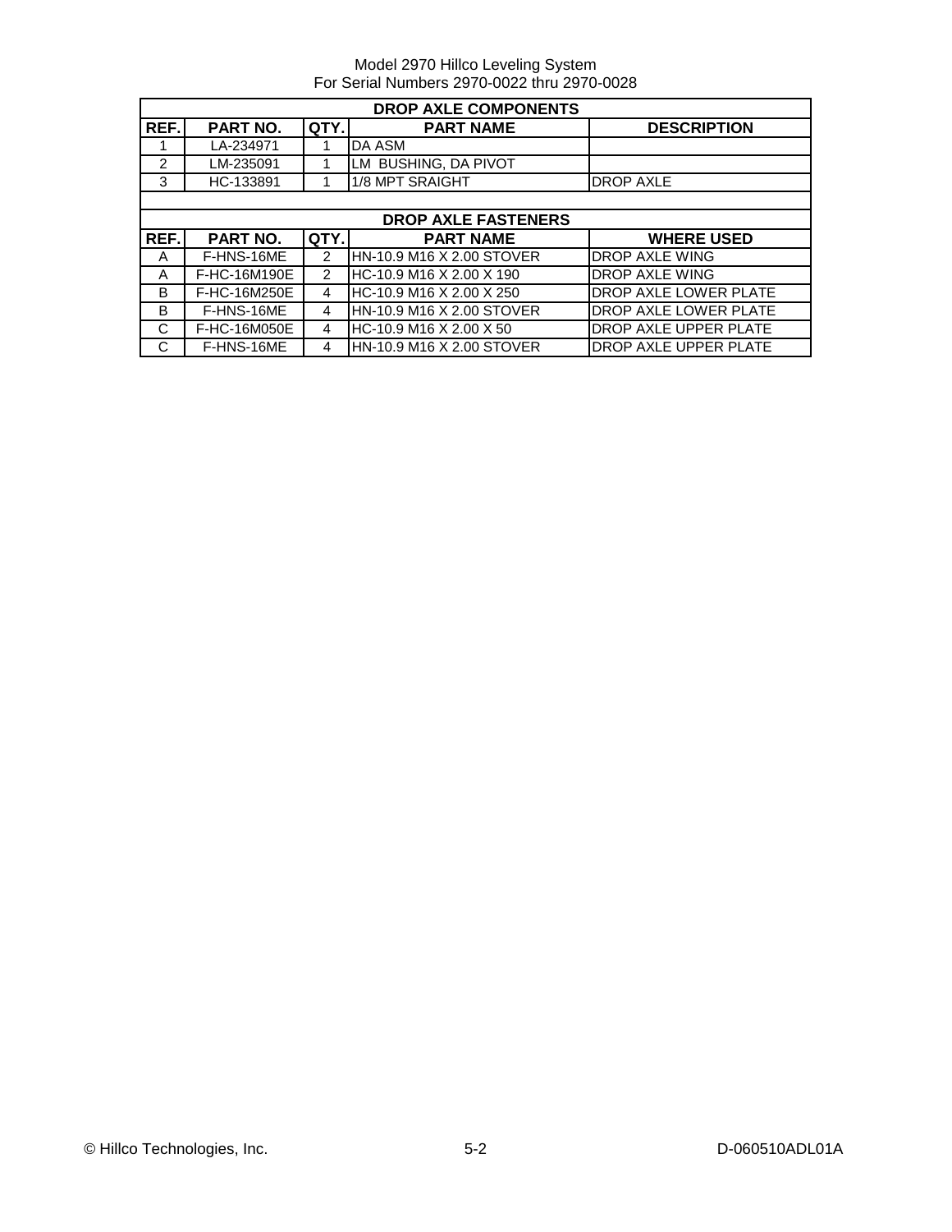Model 2970 Hillco Leveling System
For Serial Numbers 2970-0022 thru 2970-0028

| DROP AXLE COMPONENTS | | | | |
|---|---|---|---|---|
| **REF.** | **PART NO.** | **QTY.** | **PART NAME** | **DESCRIPTION** |
| 1 | LA-234971 | 1 | DA ASM | |
| 2 | LM-235091 | 1 | LM BUSHING, DA PIVOT | |
| 3 | HC-133891 | 1 | 1/8 MPT SRAIGHT | DROP AXLE |

| DROP AXLE FASTENERS | | | | |
|---|---|---|---|---|
| **REF.** | **PART NO.** | **QTY.** | **PART NAME** | **WHERE USED** |
| A | F-HNS-16ME | 2 | HN-10.9 M16 X 2.00 STOVER | DROP AXLE WING |
| A | F-HC-16M190E | 2 | HC-10.9 M16 X 2.00 X 190 | DROP AXLE WING |
| B | F-HC-16M250E | 4 | HC-10.9 M16 X 2.00 X 250 | DROP AXLE LOWER PLATE |
| B | F-HNS-16ME | 4 | HN-10.9 M16 X 2.00 STOVER | DROP AXLE LOWER PLATE |
| C | F-HC-16M050E | 4 | HC-10.9 M16 X 2.00 X 50 | DROP AXLE UPPER PLATE |
| C | F-HNS-16ME | 4 | HN-10.9 M16 X 2.00 STOVER | DROP AXLE UPPER PLATE |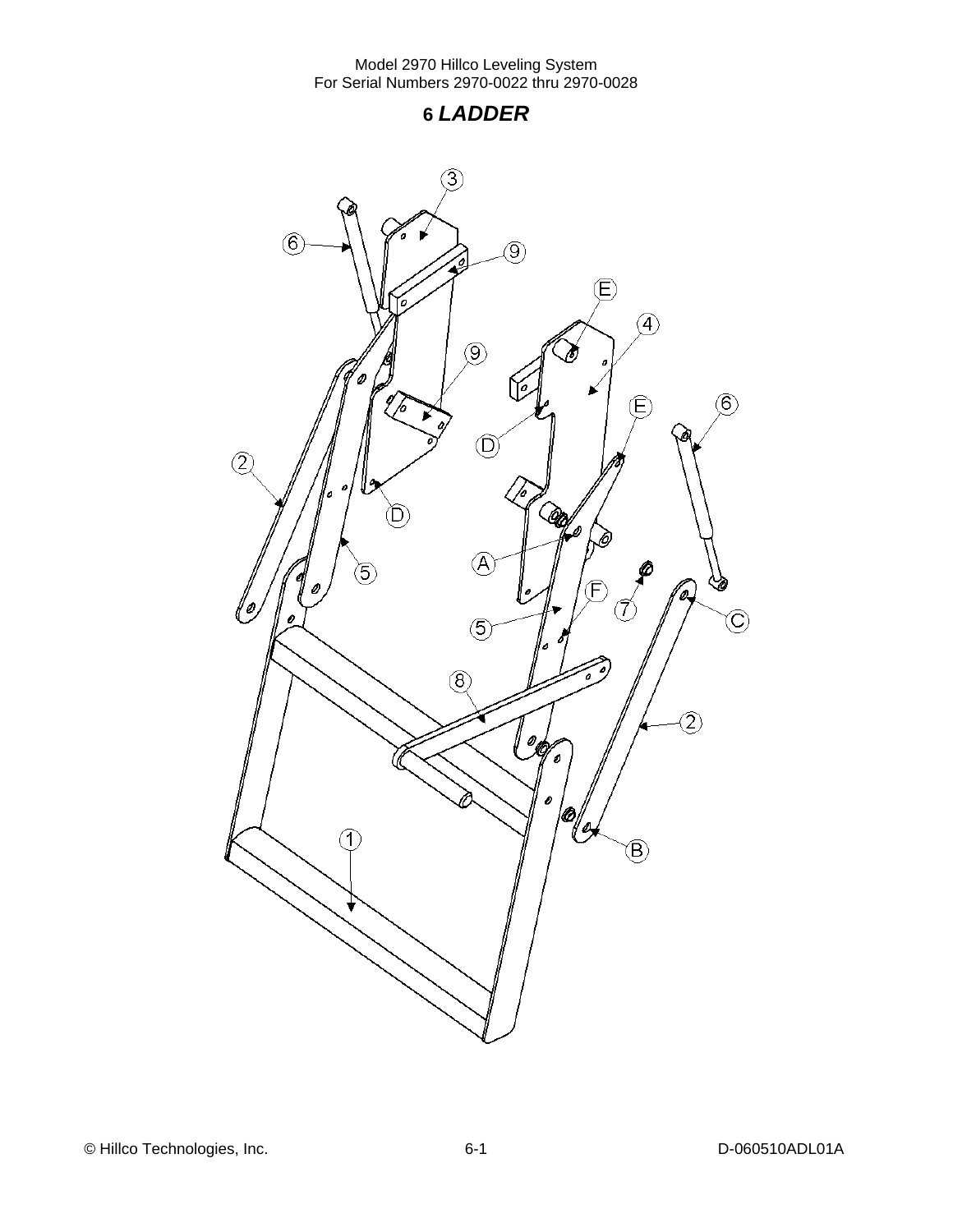# 6 *LADDER*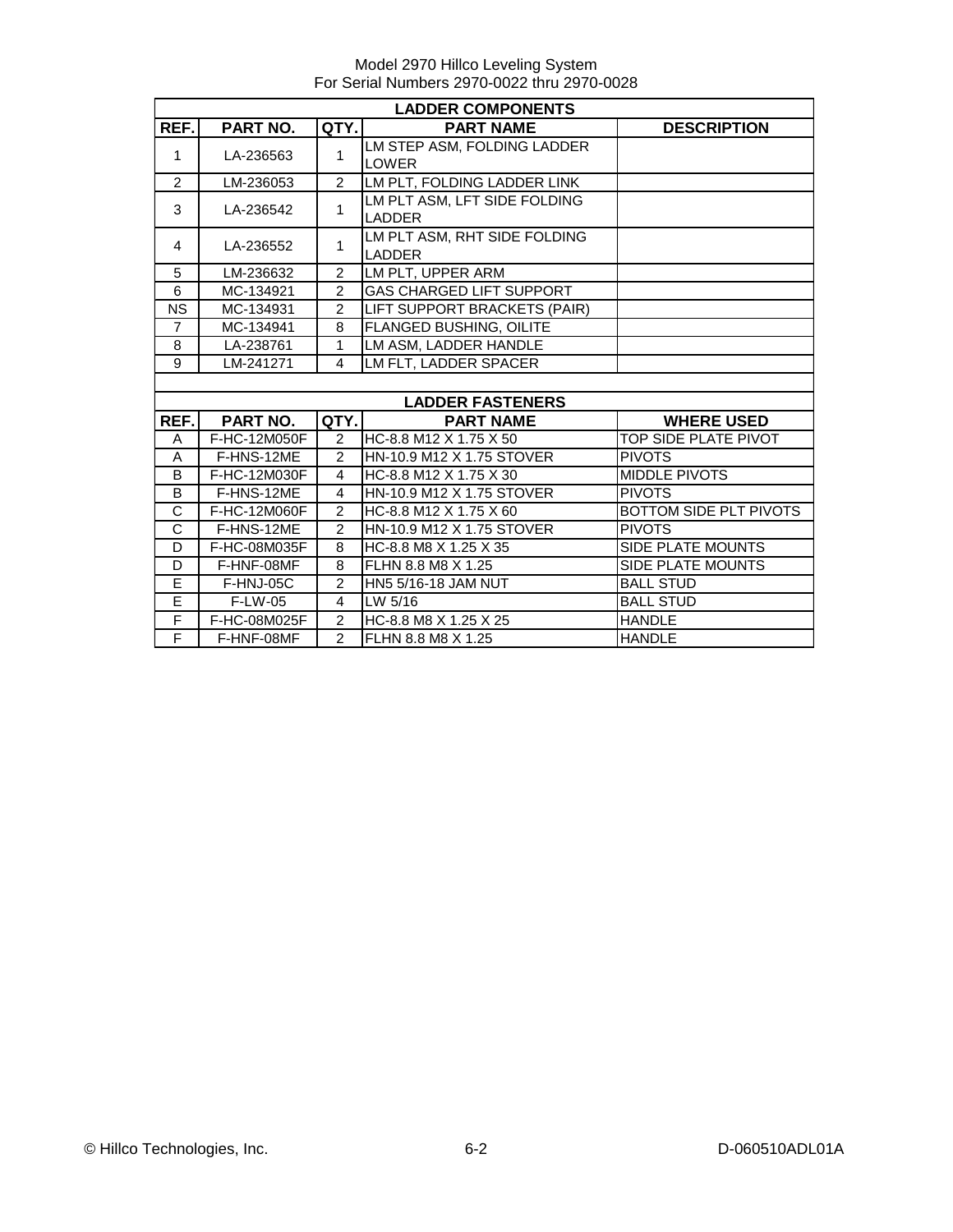Model 2970 Hillco Leveling System
For Serial Numbers 2970-0022 thru 2970-0028

| LADDER COMPONENTS | | | | |
|---|---|---|---|---|
| **REF.** | **PART NO.** | **QTY.** | **PART NAME** | **DESCRIPTION** |
| 1 | LA-236563 | 1 | LM STEP ASM, FOLDING LADDER LOWER | |
| 2 | LM-236053 | 2 | LM PLT, FOLDING LADDER LINK | |
| 3 | LA-236542 | 1 | LM PLT ASM, LFT SIDE FOLDING LADDER | |
| 4 | LA-236552 | 1 | LM PLT ASM, RHT SIDE FOLDING LADDER | |
| 5 | LM-236632 | 2 | LM PLT, UPPER ARM | |
| 6 | MC-134921 | 2 | GAS CHARGED LIFT SUPPORT | |
| NS | MC-134931 | 2 | LIFT SUPPORT BRACKETS (PAIR) | |
| 7 | MC-134941 | 8 | FLANGED BUSHING, OILITE | |
| 8 | LA-238761 | 1 | LM ASM, LADDER HANDLE | |
| 9 | LM-241271 | 4 | LM FLT, LADDER SPACER | |

| LADDER FASTENERS | | | | |
|---|---|---|---|---|
| **REF.** | **PART NO.** | **QTY.** | **PART NAME** | **WHERE USED** |
| A | F-HC-12M050F | 2 | HC-8.8 M12 X 1.75 X 50 | TOP SIDE PLATE PIVOT |
| A | F-HNS-12ME | 2 | HN-10.9 M12 X 1.75 STOVER | PIVOTS |
| B | F-HC-12M030F | 4 | HC-8.8 M12 X 1.75 X 30 | MIDDLE PIVOTS |
| B | F-HNS-12ME | 4 | HN-10.9 M12 X 1.75 STOVER | PIVOTS |
| C | F-HC-12M060F | 2 | HC-8.8 M12 X 1.75 X 60 | BOTTOM SIDE PLT PIVOTS |
| C | F-HNS-12ME | 2 | HN-10.9 M12 X 1.75 STOVER | PIVOTS |
| D | F-HC-08M035F | 8 | HC-8.8 M8 X 1.25 X 35 | SIDE PLATE MOUNTS |
| D | F-HNF-08MF | 8 | FLHN 8.8 M8 X 1.25 | SIDE PLATE MOUNTS |
| E | F-HNJ-05C | 2 | HN5 5/16-18 JAM NUT | BALL STUD |
| E | F-LW-05 | 4 | LW 5/16 | BALL STUD |
| F | F-HC-08M025F | 2 | HC-8.8 M8 X 1.25 X 25 | HANDLE |
| F | F-HNF-08MF | 2 | FLHN 8.8 M8 X 1.25 | HANDLE |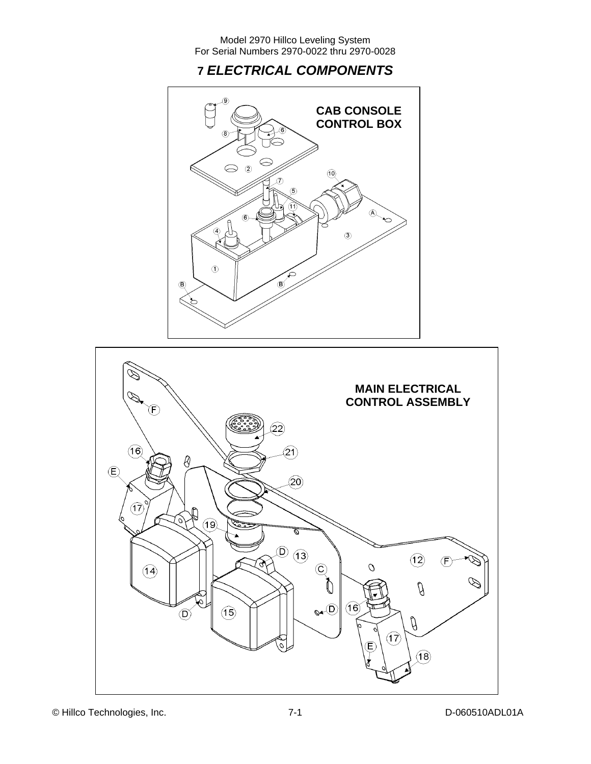# 7 *ELECTRICAL COMPONENTS*

**CAB CONSOLE CONTROL BOX**

**MAIN ELECTRICAL CONTROL ASSEMBLY**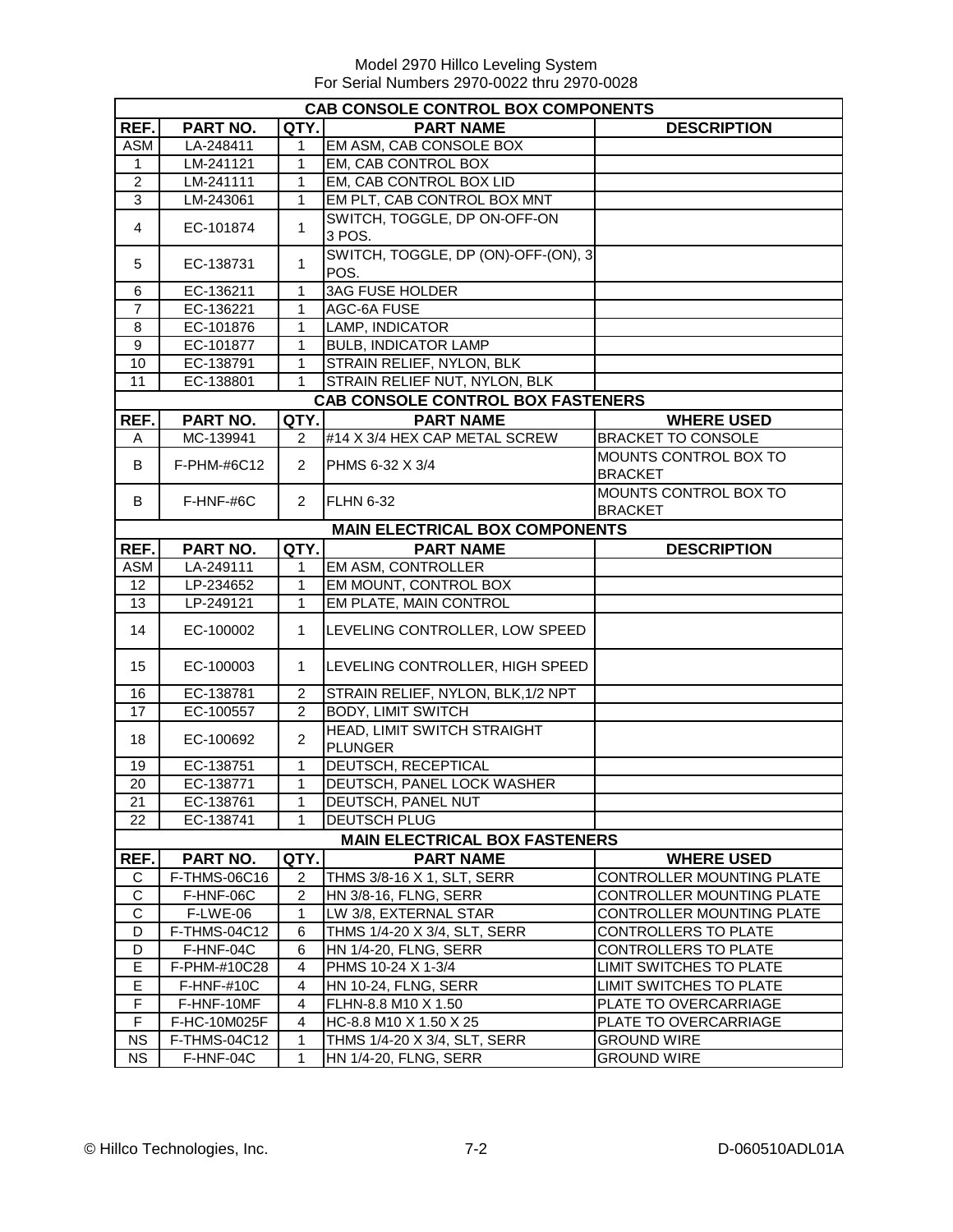Model 2970 Hillco Leveling System
For Serial Numbers 2970-0022 thru 2970-0028

| CAB CONSOLE CONTROL BOX COMPONENTS | | | | |
|---|---|---|---|---|
| **REF.** | **PART NO.** | **QTY.** | **PART NAME** | **DESCRIPTION** |
| ASM | LA-248411 | 1 | EM ASM, CAB CONSOLE BOX | |
| 1 | LM-241121 | 1 | EM, CAB CONTROL BOX | |
| 2 | LM-241111 | 1 | EM, CAB CONTROL BOX LID | |
| 3 | LM-243061 | 1 | EM PLT, CAB CONTROL BOX MNT | |
| 4 | EC-101874 | 1 | SWITCH, TOGGLE, DP ON-OFF-ON 3 POS. | |
| 5 | EC-138731 | 1 | SWITCH, TOGGLE, DP (ON)-OFF-(ON), 3 POS. | |
| 6 | EC-136211 | 1 | 3AG FUSE HOLDER | |
| 7 | EC-136221 | 1 | AGC-6A FUSE | |
| 8 | EC-101876 | 1 | LAMP, INDICATOR | |
| 9 | EC-101877 | 1 | BULB, INDICATOR LAMP | |
| 10 | EC-138791 | 1 | STRAIN RELIEF, NYLON, BLK | |
| 11 | EC-138801 | 1 | STRAIN RELIEF NUT, NYLON, BLK | |

| CAB CONSOLE CONTROL BOX FASTENERS | | | | |
|---|---|---|---|---|
| **REF.** | **PART NO.** | **QTY.** | **PART NAME** | **WHERE USED** |
| A | MC-139941 | 2 | #14 X 3/4 HEX CAP METAL SCREW | BRACKET TO CONSOLE |
| B | F-PHM-#6C12 | 2 | PHMS 6-32 X 3/4 | MOUNTS CONTROL BOX TO BRACKET |
| B | F-HNF-#6C | 2 | FLHN 6-32 | MOUNTS CONTROL BOX TO BRACKET |

| MAIN ELECTRICAL BOX COMPONENTS | | | | |
|---|---|---|---|---|
| **REF.** | **PART NO.** | **QTY.** | **PART NAME** | **DESCRIPTION** |
| ASM | LA-249111 | 1 | EM ASM, CONTROLLER | |
| 12 | LP-234652 | 1 | EM MOUNT, CONTROL BOX | |
| 13 | LP-249121 | 1 | EM PLATE, MAIN CONTROL | |
| 14 | EC-100002 | 1 | LEVELING CONTROLLER, LOW SPEED | |
| 15 | EC-100003 | 1 | LEVELING CONTROLLER, HIGH SPEED | |
| 16 | EC-138781 | 2 | STRAIN RELIEF, NYLON, BLK,1/2 NPT | |
| 17 | EC-100557 | 2 | BODY, LIMIT SWITCH | |
| 18 | EC-100692 | 2 | HEAD, LIMIT SWITCH STRAIGHT PLUNGER | |
| 19 | EC-138751 | 1 | DEUTSCH, RECEPTICAL | |
| 20 | EC-138771 | 1 | DEUTSCH, PANEL LOCK WASHER | |
| 21 | EC-138761 | 1 | DEUTSCH, PANEL NUT | |
| 22 | EC-138741 | 1 | DEUTSCH PLUG | |

| MAIN ELECTRICAL BOX FASTENERS | | | | |
|---|---|---|---|---|
| **REF.** | **PART NO.** | **QTY.** | **PART NAME** | **WHERE USED** |
| C | F-THMS-06C16 | 2 | THMS 3/8-16 X 1, SLT, SERR | CONTROLLER MOUNTING PLATE |
| C | F-HNF-06C | 2 | HN 3/8-16, FLNG, SERR | CONTROLLER MOUNTING PLATE |
| C | F-LWE-06 | 1 | LW 3/8, EXTERNAL STAR | CONTROLLER MOUNTING PLATE |
| D | F-THMS-04C12 | 6 | THMS 1/4-20 X 3/4, SLT, SERR | CONTROLLERS TO PLATE |
| D | F-HNF-04C | 6 | HN 1/4-20, FLNG, SERR | CONTROLLERS TO PLATE |
| E | F-PHM-#10C28 | 4 | PHMS 10-24 X 1-3/4 | LIMIT SWITCHES TO PLATE |
| E | F-HNF-#10C | 4 | HN 10-24, FLNG, SERR | LIMIT SWITCHES TO PLATE |
| F | F-HNF-10MF | 4 | FLHN-8.8 M10 X 1.50 | PLATE TO OVERCARRIAGE |
| F | F-HC-10M025F | 4 | HC-8.8 M10 X 1.50 X 25 | PLATE TO OVERCARRIAGE |
| NS | F-THMS-04C12 | 1 | THMS 1/4-20 X 3/4, SLT, SERR | GROUND WIRE |
| NS | F-HNF-04C | 1 | HN 1/4-20, FLNG, SERR | GROUND WIRE |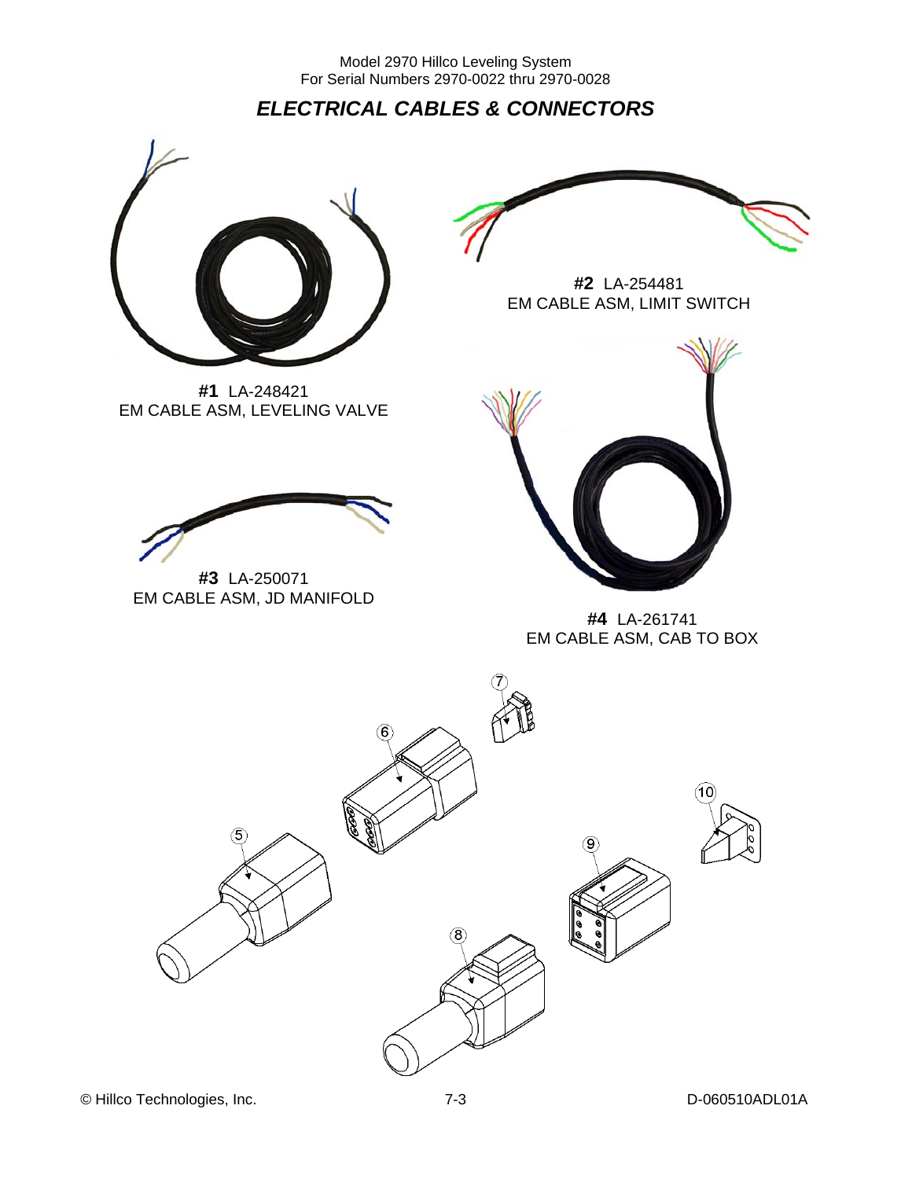## *ELECTRICAL CABLES & CONNECTORS*

**#1** LA-248421
EM CABLE ASM, LEVELING VALVE

**#2** LA-254481
EM CABLE ASM, LIMIT SWITCH

**#3** LA-250071
EM CABLE ASM, JD MANIFOLD

**#4** LA-261741
EM CABLE ASM, CAB TO BOX

5

6

7

8

9

10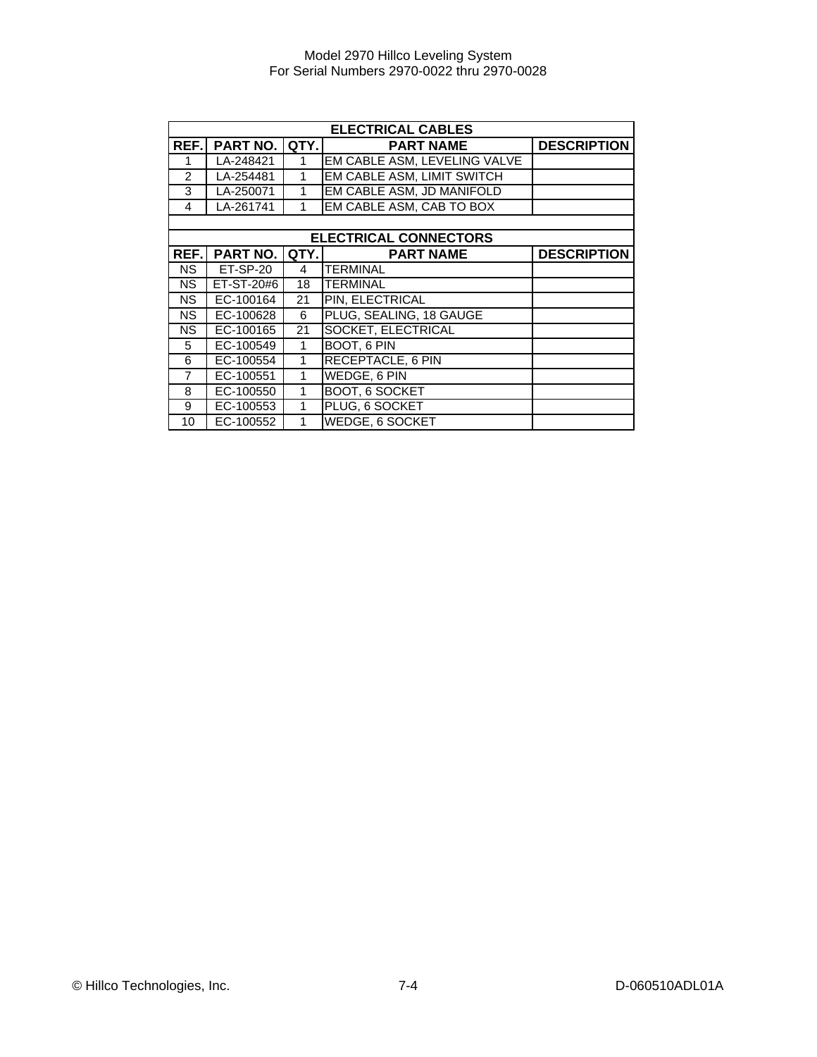| ELECTRICAL CABLES | | | | |
|---|---|---|---|---|
| **REF.** | **PART NO.** | **QTY.** | **PART NAME** | **DESCRIPTION** |
| 1 | LA-248421 | 1 | EM CABLE ASM, LEVELING VALVE | |
| 2 | LA-254481 | 1 | EM CABLE ASM, LIMIT SWITCH | |
| 3 | LA-250071 | 1 | EM CABLE ASM, JD MANIFOLD | |
| 4 | LA-261741 | 1 | EM CABLE ASM, CAB TO BOX | |

| ELECTRICAL CONNECTORS | | | | |
|---|---|---|---|---|
| **REF.** | **PART NO.** | **QTY.** | **PART NAME** | **DESCRIPTION** |
| NS | ET-SP-20 | 4 | TERMINAL | |
| NS | ET-ST-20#6 | 18 | TERMINAL | |
| NS | EC-100164 | 21 | PIN, ELECTRICAL | |
| NS | EC-100628 | 6 | PLUG, SEALING, 18 GAUGE | |
| NS | EC-100165 | 21 | SOCKET, ELECTRICAL | |
| 5 | EC-100549 | 1 | BOOT, 6 PIN | |
| 6 | EC-100554 | 1 | RECEPTACLE, 6 PIN | |
| 7 | EC-100551 | 1 | WEDGE, 6 PIN | |
| 8 | EC-100550 | 1 | BOOT, 6 SOCKET | |
| 9 | EC-100553 | 1 | PLUG, 6 SOCKET | |
| 10 | EC-100552 | 1 | WEDGE, 6 SOCKET | |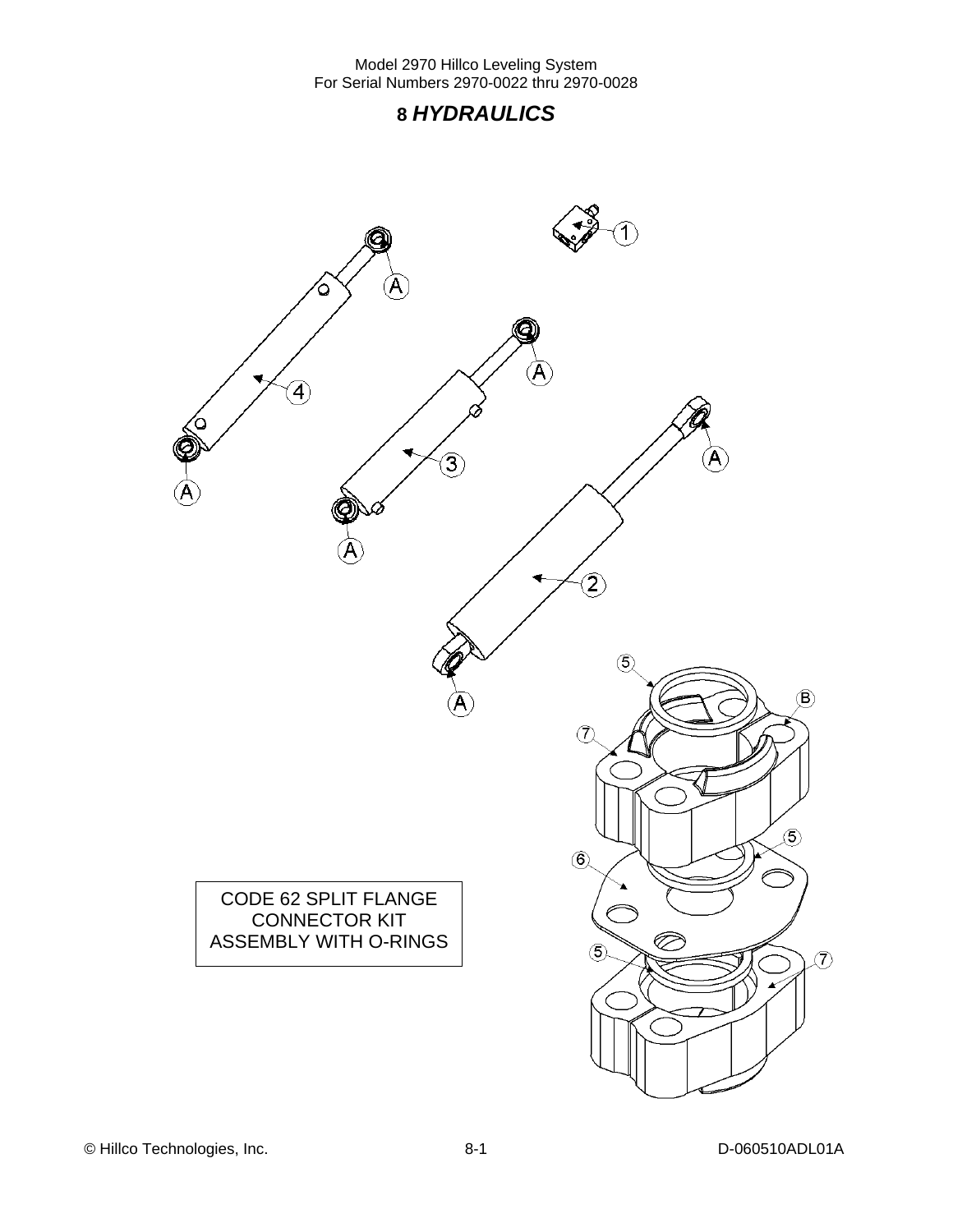# 8 *HYDRAULICS*

CODE 62 SPLIT FLANGE CONNECTOR KIT ASSEMBLY WITH O-RINGS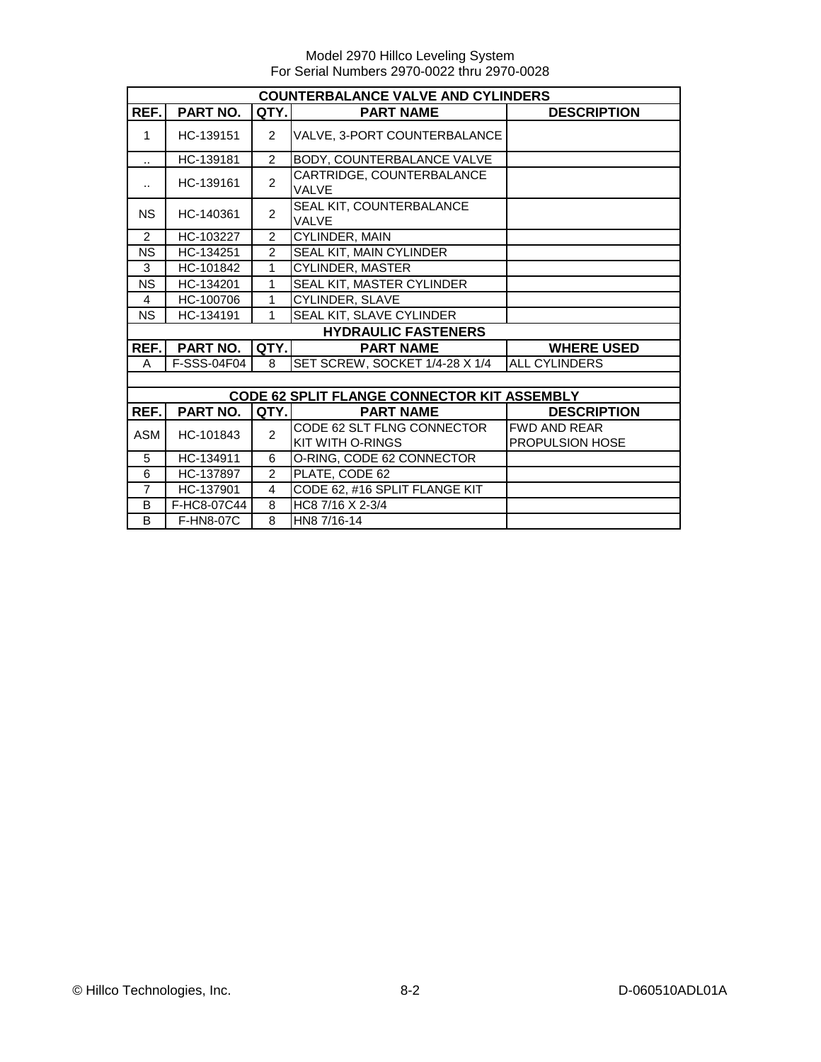Model 2970 Hillco Leveling System
For Serial Numbers 2970-0022 thru 2970-0028

| COUNTERBALANCE VALVE AND CYLINDERS | | | | |
|---|---|---|---|---|
| **REF.** | **PART NO.** | **QTY.** | **PART NAME** | **DESCRIPTION** |
| 1 | HC-139151 | 2 | VALVE, 3-PORT COUNTERBALANCE | |
| .. | HC-139181 | 2 | BODY, COUNTERBALANCE VALVE | |
| .. | HC-139161 | 2 | CARTRIDGE, COUNTERBALANCE VALVE | |
| NS | HC-140361 | 2 | SEAL KIT, COUNTERBALANCE VALVE | |
| 2 | HC-103227 | 2 | CYLINDER, MAIN | |
| NS | HC-134251 | 2 | SEAL KIT, MAIN CYLINDER | |
| 3 | HC-101842 | 1 | CYLINDER, MASTER | |
| NS | HC-134201 | 1 | SEAL KIT, MASTER CYLINDER | |
| 4 | HC-100706 | 1 | CYLINDER, SLAVE | |
| NS | HC-134191 | 1 | SEAL KIT, SLAVE CYLINDER | |

| HYDRAULIC FASTENERS | | | | |
|---|---|---|---|---|
| **REF.** | **PART NO.** | **QTY.** | **PART NAME** | **WHERE USED** |
| A | F-SSS-04F04 | 8 | SET SCREW, SOCKET 1/4-28 X 1/4 | ALL CYLINDERS |

| CODE 62 SPLIT FLANGE CONNECTOR KIT ASSEMBLY | | | | |
|---|---|---|---|---|
| **REF.** | **PART NO.** | **QTY.** | **PART NAME** | **DESCRIPTION** |
| ASM | HC-101843 | 2 | CODE 62 SLT FLNG CONNECTOR KIT WITH O-RINGS | FWD AND REAR PROPULSION HOSE |
| 5 | HC-134911 | 6 | O-RING, CODE 62 CONNECTOR | |
| 6 | HC-137897 | 2 | PLATE, CODE 62 | |
| 7 | HC-137901 | 4 | CODE 62, #16 SPLIT FLANGE KIT | |
| B | F-HC8-07C44 | 8 | HC8 7/16 X 2-3/4 | |
| B | F-HN8-07C | 8 | HN8 7/16-14 | |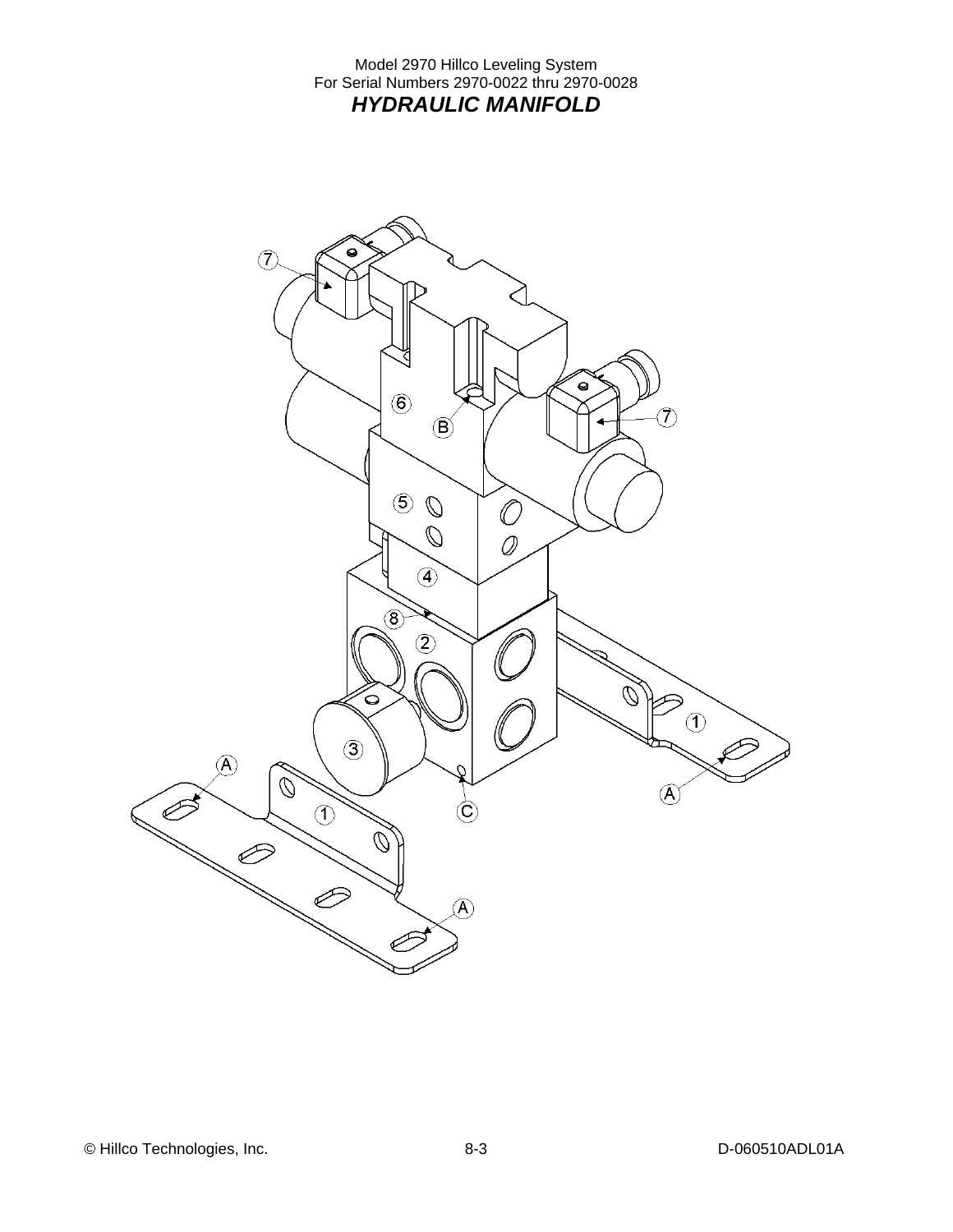Model 2970 Hillco Leveling System
For Serial Numbers 2970-0022 thru 2970-0028

# *HYDRAULIC MANIFOLD*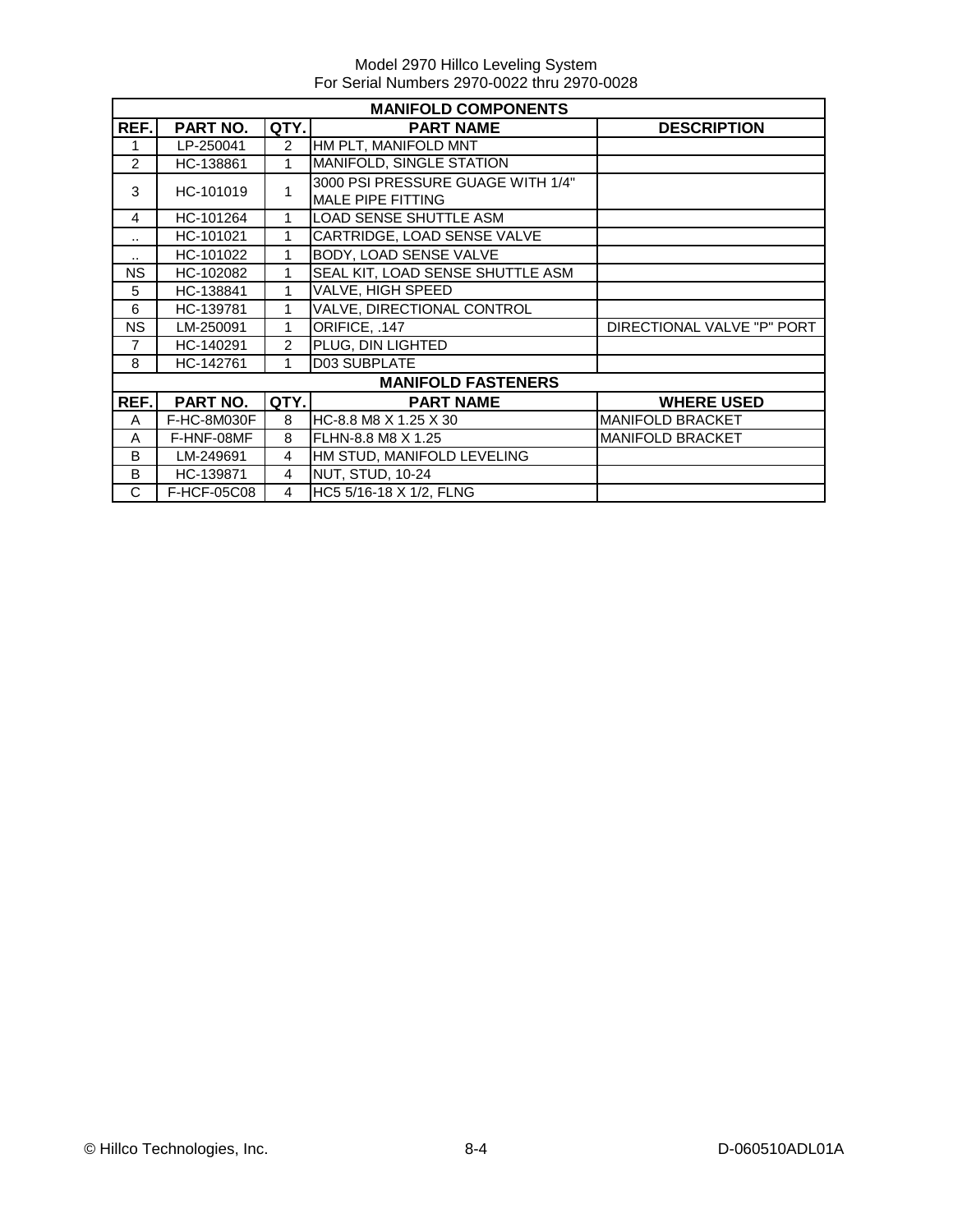Model 2970 Hillco Leveling System
For Serial Numbers 2970-0022 thru 2970-0028

| MANIFOLD COMPONENTS | | | | |
|---|---|---|---|---|
| **REF.** | **PART NO.** | **QTY.** | **PART NAME** | **DESCRIPTION** |
| 1 | LP-250041 | 2 | HM PLT, MANIFOLD MNT | |
| 2 | HC-138861 | 1 | MANIFOLD, SINGLE STATION | |
| 3 | HC-101019 | 1 | 3000 PSI PRESSURE GUAGE WITH 1/4" MALE PIPE FITTING | |
| 4 | HC-101264 | 1 | LOAD SENSE SHUTTLE ASM | |
| .. | HC-101021 | 1 | CARTRIDGE, LOAD SENSE VALVE | |
| .. | HC-101022 | 1 | BODY, LOAD SENSE VALVE | |
| NS | HC-102082 | 1 | SEAL KIT, LOAD SENSE SHUTTLE ASM | |
| 5 | HC-138841 | 1 | VALVE, HIGH SPEED | |
| 6 | HC-139781 | 1 | VALVE, DIRECTIONAL CONTROL | |
| NS | LM-250091 | 1 | ORIFICE, .147 | DIRECTIONAL VALVE "P" PORT |
| 7 | HC-140291 | 2 | PLUG, DIN LIGHTED | |
| 8 | HC-142761 | 1 | D03 SUBPLATE | |
| **MANIFOLD FASTENERS** | | | | |
| **REF.** | **PART NO.** | **QTY.** | **PART NAME** | **WHERE USED** |
| A | F-HC-8M030F | 8 | HC-8.8 M8 X 1.25 X 30 | MANIFOLD BRACKET |
| A | F-HNF-08MF | 8 | FLHN-8.8 M8 X 1.25 | MANIFOLD BRACKET |
| B | LM-249691 | 4 | HM STUD, MANIFOLD LEVELING | |
| B | HC-139871 | 4 | NUT, STUD, 10-24 | |
| C | F-HCF-05C08 | 4 | HC5 5/16-18 X 1/2, FLNG | |

© Hillco Technologies, Inc. D-060510ADL01A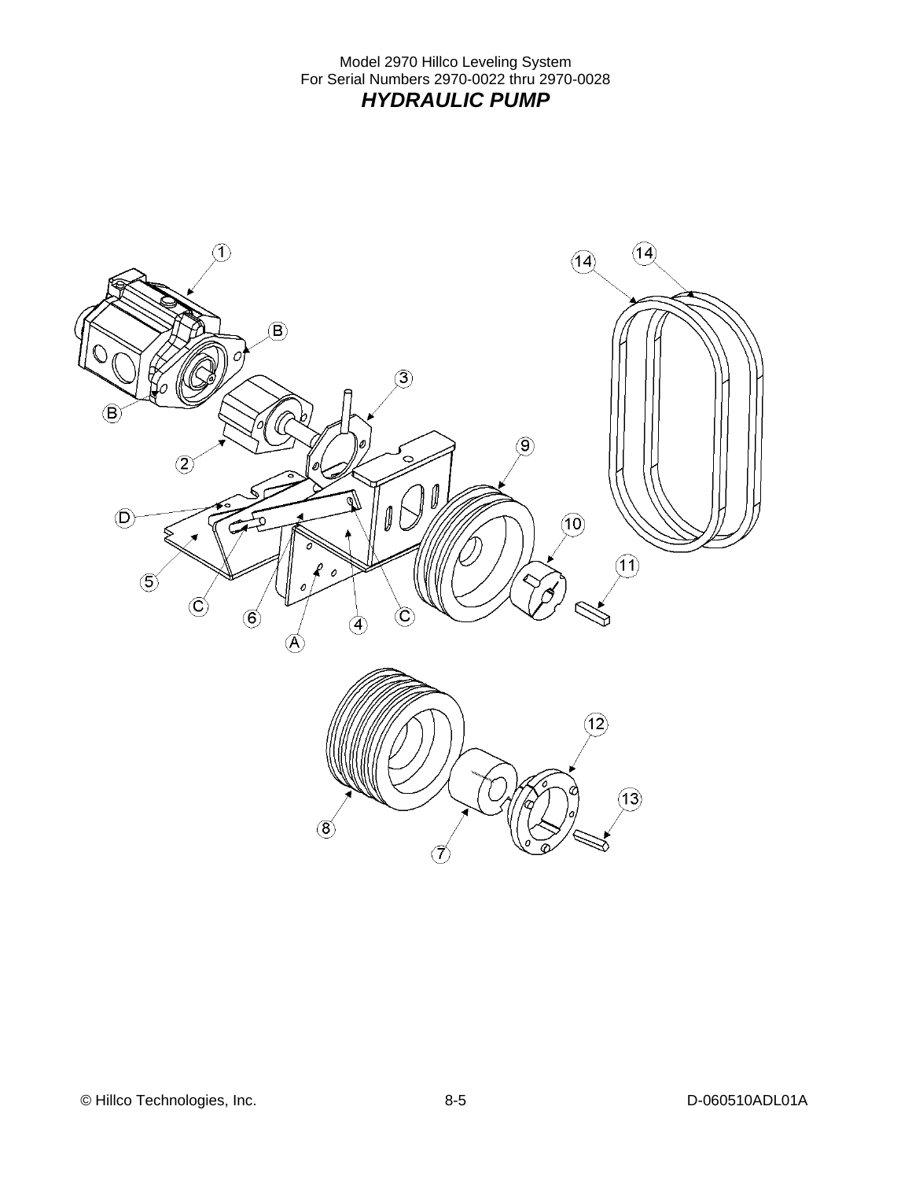# HYDRAULIC PUMP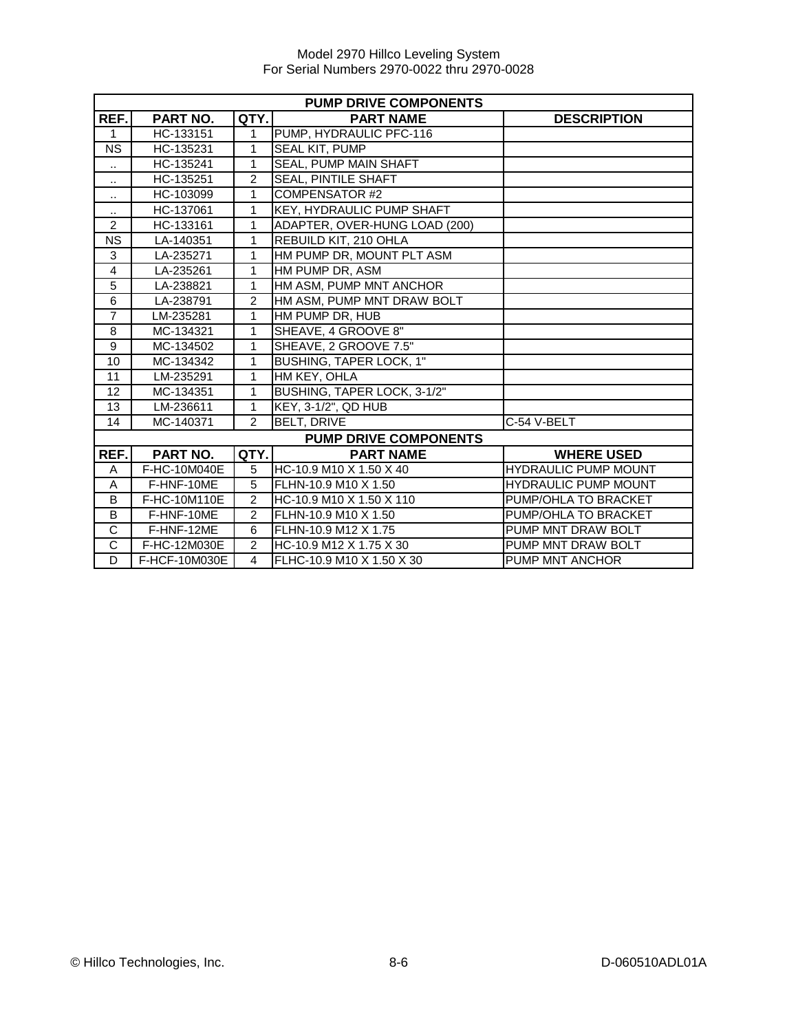| PUMP DRIVE COMPONENTS | | | | |
|---|---|---|---|---|
| REF. | PART NO. | QTY. | PART NAME | DESCRIPTION |
| 1 | HC-133151 | 1 | PUMP, HYDRAULIC PFC-116 | |
| NS | HC-135231 | 1 | SEAL KIT, PUMP | |
| .. | HC-135241 | 1 | SEAL, PUMP MAIN SHAFT | |
| .. | HC-135251 | 2 | SEAL, PINTILE SHAFT | |
| .. | HC-103099 | 1 | COMPENSATOR #2 | |
| .. | HC-137061 | 1 | KEY, HYDRAULIC PUMP SHAFT | |
| 2 | HC-133161 | 1 | ADAPTER, OVER-HUNG LOAD (200) | |
| NS | LA-140351 | 1 | REBUILD KIT, 210 OHLA | |
| 3 | LA-235271 | 1 | HM PUMP DR, MOUNT PLT ASM | |
| 4 | LA-235261 | 1 | HM PUMP DR, ASM | |
| 5 | LA-238821 | 1 | HM ASM, PUMP MNT ANCHOR | |
| 6 | LA-238791 | 2 | HM ASM, PUMP MNT DRAW BOLT | |
| 7 | LM-235281 | 1 | HM PUMP DR, HUB | |
| 8 | MC-134321 | 1 | SHEAVE, 4 GROOVE 8" | |
| 9 | MC-134502 | 1 | SHEAVE, 2 GROOVE 7.5" | |
| 10 | MC-134342 | 1 | BUSHING, TAPER LOCK, 1" | |
| 11 | LM-235291 | 1 | HM KEY, OHLA | |
| 12 | MC-134351 | 1 | BUSHING, TAPER LOCK, 3-1/2" | |
| 13 | LM-236611 | 1 | KEY, 3-1/2", QD HUB | |
| 14 | MC-140371 | 2 | BELT, DRIVE | C-54 V-BELT |

| PUMP DRIVE COMPONENTS | | | | |
|---|---|---|---|---|
| REF. | PART NO. | QTY. | PART NAME | WHERE USED |
| A | F-HC-10M040E | 5 | HC-10.9 M10 X 1.50 X 40 | HYDRAULIC PUMP MOUNT |
| A | F-HNF-10ME | 5 | FLHN-10.9 M10 X 1.50 | HYDRAULIC PUMP MOUNT |
| B | F-HC-10M110E | 2 | HC-10.9 M10 X 1.50 X 110 | PUMP/OHLA TO BRACKET |
| B | F-HNF-10ME | 2 | FLHN-10.9 M10 X 1.50 | PUMP/OHLA TO BRACKET |
| C | F-HNF-12ME | 6 | FLHN-10.9 M12 X 1.75 | PUMP MNT DRAW BOLT |
| C | F-HC-12M030E | 2 | HC-10.9 M12 X 1.75 X 30 | PUMP MNT DRAW BOLT |
| D | F-HCF-10M030E | 4 | FLHC-10.9 M10 X 1.50 X 30 | PUMP MNT ANCHOR |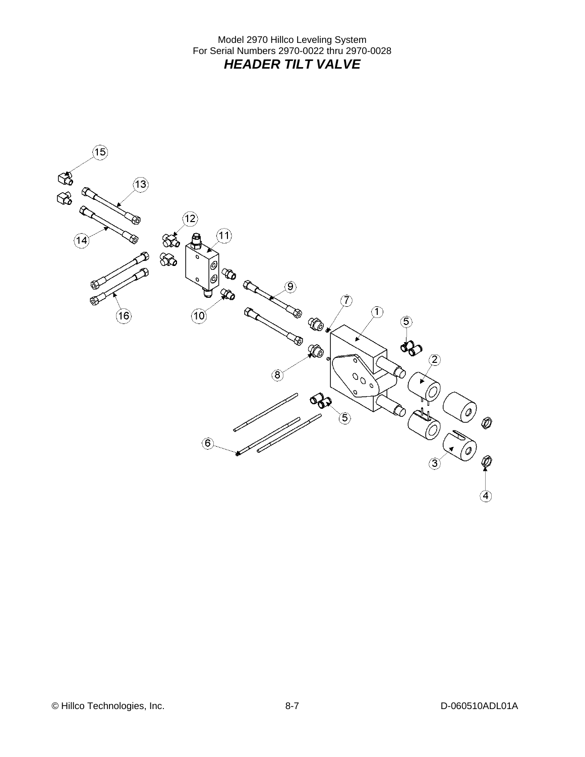Model 2970 Hillco Leveling System
For Serial Numbers 2970-0022 thru 2970-0028

# *HEADER TILT VALVE*

15
13
12
11
14
9
16
10
7
1
5
8
2
5
6
3
4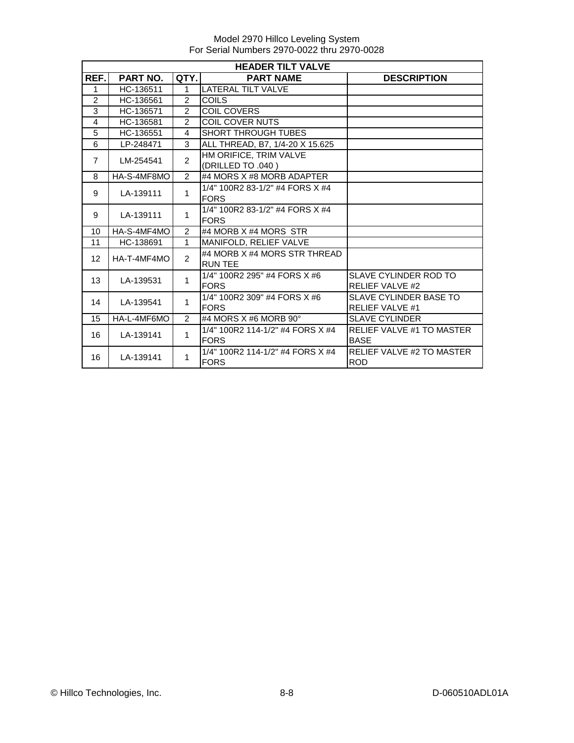Model 2970 Hillco Leveling System
For Serial Numbers 2970-0022 thru 2970-0028

| HEADER TILT VALVE | | | | |
|---|---|---|---|---|
| **REF.** | **PART NO.** | **QTY.** | **PART NAME** | **DESCRIPTION** |
| 1 | HC-136511 | 1 | LATERAL TILT VALVE | |
| 2 | HC-136561 | 2 | COILS | |
| 3 | HC-136571 | 2 | COIL COVERS | |
| 4 | HC-136581 | 2 | COIL COVER NUTS | |
| 5 | HC-136551 | 4 | SHORT THROUGH TUBES | |
| 6 | LP-248471 | 3 | ALL THREAD, B7, 1/4-20 X 15.625 | |
| 7 | LM-254541 | 2 | HM ORIFICE, TRIM VALVE (DRILLED TO .040 ) | |
| 8 | HA-S-4MF8MO | 2 | #4 MORS X #8 MORB ADAPTER | |
| 9 | LA-139111 | 1 | 1/4" 100R2 83-1/2" #4 FORS X #4 FORS | |
| 9 | LA-139111 | 1 | 1/4" 100R2 83-1/2" #4 FORS X #4 FORS | |
| 10 | HA-S-4MF4MO | 2 | #4 MORB X #4 MORS STR | |
| 11 | HC-138691 | 1 | MANIFOLD, RELIEF VALVE | |
| 12 | HA-T-4MF4MO | 2 | #4 MORB X #4 MORS STR THREAD RUN TEE | |
| 13 | LA-139531 | 1 | 1/4" 100R2 295" #4 FORS X #6 FORS | SLAVE CYLINDER ROD TO RELIEF VALVE #2 |
| 14 | LA-139541 | 1 | 1/4" 100R2 309" #4 FORS X #6 FORS | SLAVE CYLINDER BASE TO RELIEF VALVE #1 |
| 15 | HA-L-4MF6MO | 2 | #4 MORS X #6 MORB 90° | SLAVE CYLINDER |
| 16 | LA-139141 | 1 | 1/4" 100R2 114-1/2" #4 FORS X #4 FORS | RELIEF VALVE #1 TO MASTER BASE |
| 16 | LA-139141 | 1 | 1/4" 100R2 114-1/2" #4 FORS X #4 FORS | RELIEF VALVE #2 TO MASTER ROD |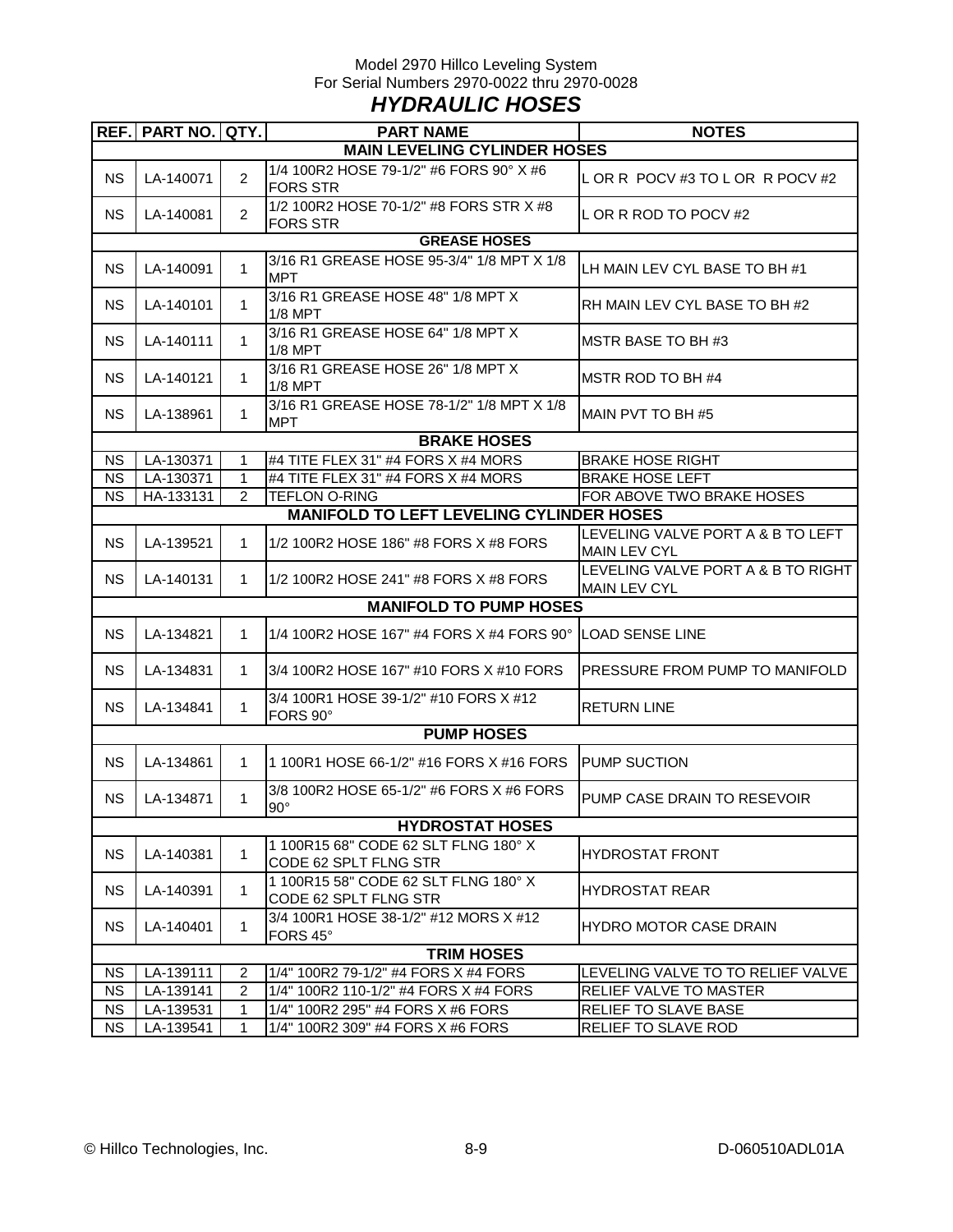Model 2970 Hillco Leveling System
For Serial Numbers 2970-0022 thru 2970-0028

# *HYDRAULIC HOSES*

| REF. | PART NO. | QTY. | PART NAME | NOTES |
|---|---|---|---|---|
| | | | **MAIN LEVELING CYLINDER HOSES** | |
| NS | LA-140071 | 2 | 1/4 100R2 HOSE 79-1/2" #6 FORS 90° X #6 FORS STR | L OR R POCV #3 TO L OR R POCV #2 |
| NS | LA-140081 | 2 | 1/2 100R2 HOSE 70-1/2" #8 FORS STR X #8 FORS STR | L OR R ROD TO POCV #2 |
| | | | **GREASE HOSES** | |
| NS | LA-140091 | 1 | 3/16 R1 GREASE HOSE 95-3/4" 1/8 MPT X 1/8 MPT | LH MAIN LEV CYL BASE TO BH #1 |
| NS | LA-140101 | 1 | 3/16 R1 GREASE HOSE 48" 1/8 MPT X 1/8 MPT | RH MAIN LEV CYL BASE TO BH #2 |
| NS | LA-140111 | 1 | 3/16 R1 GREASE HOSE 64" 1/8 MPT X 1/8 MPT | MSTR BASE TO BH #3 |
| NS | LA-140121 | 1 | 3/16 R1 GREASE HOSE 26" 1/8 MPT X 1/8 MPT | MSTR ROD TO BH #4 |
| NS | LA-138961 | 1 | 3/16 R1 GREASE HOSE 78-1/2" 1/8 MPT X 1/8 MPT | MAIN PVT TO BH #5 |
| | | | **BRAKE HOSES** | |
| NS | LA-130371 | 1 | #4 TITE FLEX 31" #4 FORS X #4 MORS | BRAKE HOSE RIGHT |
| NS | LA-130371 | 1 | #4 TITE FLEX 31" #4 FORS X #4 MORS | BRAKE HOSE LEFT |
| NS | HA-133131 | 2 | TEFLON O-RING | FOR ABOVE TWO BRAKE HOSES |
| | | | **MANIFOLD TO LEFT LEVELING CYLINDER HOSES** | |
| NS | LA-139521 | 1 | 1/2 100R2 HOSE 186" #8 FORS X #8 FORS | LEVELING VALVE PORT A & B TO LEFT MAIN LEV CYL |
| NS | LA-140131 | 1 | 1/2 100R2 HOSE 241" #8 FORS X #8 FORS | LEVELING VALVE PORT A & B TO RIGHT MAIN LEV CYL |
| | | | **MANIFOLD TO PUMP HOSES** | |
| NS | LA-134821 | 1 | 1/4 100R2 HOSE 167" #4 FORS X #4 FORS 90° | LOAD SENSE LINE |
| NS | LA-134831 | 1 | 3/4 100R2 HOSE 167" #10 FORS X #10 FORS | PRESSURE FROM PUMP TO MANIFOLD |
| NS | LA-134841 | 1 | 3/4 100R1 HOSE 39-1/2" #10 FORS X #12 FORS 90° | RETURN LINE |
| | | | **PUMP HOSES** | |
| NS | LA-134861 | 1 | 1 100R1 HOSE 66-1/2" #16 FORS X #16 FORS | PUMP SUCTION |
| NS | LA-134871 | 1 | 3/8 100R2 HOSE 65-1/2" #6 FORS X #6 FORS 90° | PUMP CASE DRAIN TO RESEVOIR |
| | | | **HYDROSTAT HOSES** | |
| NS | LA-140381 | 1 | 1 100R15 68" CODE 62 SLT FLNG 180° X CODE 62 SPLT FLNG STR | HYDROSTAT FRONT |
| NS | LA-140391 | 1 | 1 100R15 58" CODE 62 SLT FLNG 180° X CODE 62 SPLT FLNG STR | HYDROSTAT REAR |
| NS | LA-140401 | 1 | 3/4 100R1 HOSE 38-1/2" #12 MORS X #12 FORS 45° | HYDRO MOTOR CASE DRAIN |
| | | | **TRIM HOSES** | |
| NS | LA-139111 | 2 | 1/4" 100R2 79-1/2" #4 FORS X #4 FORS | LEVELING VALVE TO TO RELIEF VALVE |
| NS | LA-139141 | 2 | 1/4" 100R2 110-1/2" #4 FORS X #4 FORS | RELIEF VALVE TO MASTER |
| NS | LA-139531 | 1 | 1/4" 100R2 295" #4 FORS X #6 FORS | RELIEF TO SLAVE BASE |
| NS | LA-139541 | 1 | 1/4" 100R2 309" #4 FORS X #6 FORS | RELIEF TO SLAVE ROD |

© Hillco Technologies, Inc. D-060510ADL01A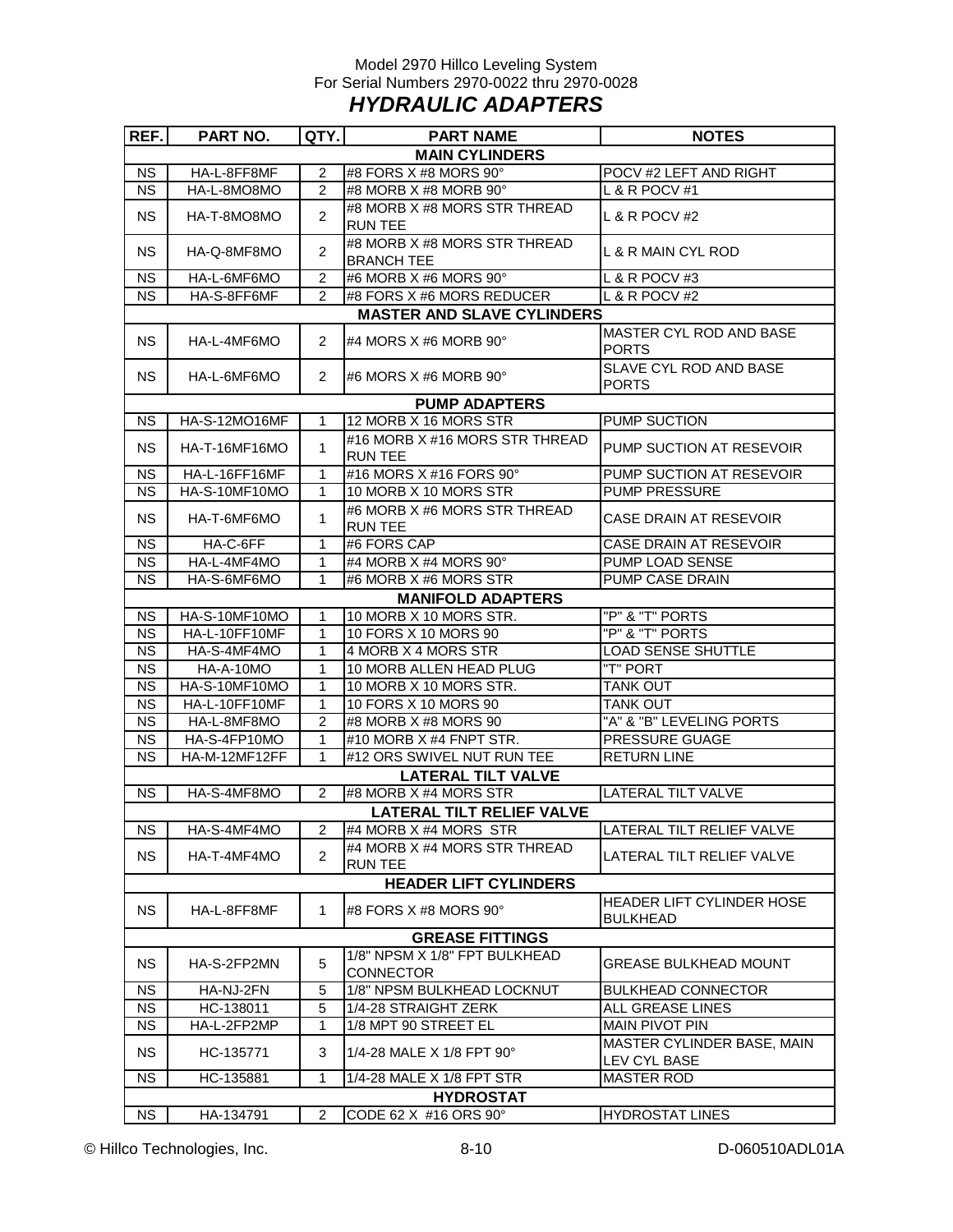Model 2970 Hillco Leveling System
For Serial Numbers 2970-0022 thru 2970-0028

# *HYDRAULIC ADAPTERS*

| REF. | PART NO. | QTY. | PART NAME | NOTES |
|---|---|---|---|---|
| | | | **MAIN CYLINDERS** | |
| NS | HA-L-8FF8MF | 2 | #8 FORS X #8 MORS 90° | POCV #2 LEFT AND RIGHT |
| NS | HA-L-8MO8MO | 2 | #8 MORB X #8 MORB 90° | L & R POCV #1 |
| NS | HA-T-8MO8MO | 2 | #8 MORB X #8 MORS STR THREAD RUN TEE | L & R POCV #2 |
| NS | HA-Q-8MF8MO | 2 | #8 MORB X #8 MORS STR THREAD BRANCH TEE | L & R MAIN CYL ROD |
| NS | HA-L-6MF6MO | 2 | #6 MORB X #6 MORS 90° | L & R POCV #3 |
| NS | HA-S-8FF6MF | 2 | #8 FORS X #6 MORS REDUCER | L & R POCV #2 |
| | | | **MASTER AND SLAVE CYLINDERS** | |
| NS | HA-L-4MF6MO | 2 | #4 MORS X #6 MORB 90° | MASTER CYL ROD AND BASE PORTS |
| NS | HA-L-6MF6MO | 2 | #6 MORS X #6 MORB 90° | SLAVE CYL ROD AND BASE PORTS |
| | | | **PUMP ADAPTERS** | |
| NS | HA-S-12MO16MF | 1 | 12 MORB X 16 MORS STR | PUMP SUCTION |
| NS | HA-T-16MF16MO | 1 | #16 MORB X #16 MORS STR THREAD RUN TEE | PUMP SUCTION AT RESEVOIR |
| NS | HA-L-16FF16MF | 1 | #16 MORS X #16 FORS 90° | PUMP SUCTION AT RESEVOIR |
| NS | HA-S-10MF10MO | 1 | 10 MORB X 10 MORS STR | PUMP PRESSURE |
| NS | HA-T-6MF6MO | 1 | #6 MORB X #6 MORS STR THREAD RUN TEE | CASE DRAIN AT RESEVOIR |
| NS | HA-C-6FF | 1 | #6 FORS CAP | CASE DRAIN AT RESEVOIR |
| NS | HA-L-4MF4MO | 1 | #4 MORB X #4 MORS 90° | PUMP LOAD SENSE |
| NS | HA-S-6MF6MO | 1 | #6 MORB X #6 MORS STR | PUMP CASE DRAIN |
| | | | **MANIFOLD ADAPTERS** | |
| NS | HA-S-10MF10MO | 1 | 10 MORB X 10 MORS STR. | "P" & "T" PORTS |
| NS | HA-L-10FF10MF | 1 | 10 FORS X 10 MORS 90 | "P" & "T" PORTS |
| NS | HA-S-4MF4MO | 1 | 4 MORB X 4 MORS STR | LOAD SENSE SHUTTLE |
| NS | HA-A-10MO | 1 | 10 MORB ALLEN HEAD PLUG | "T" PORT |
| NS | HA-S-10MF10MO | 1 | 10 MORB X 10 MORS STR. | TANK OUT |
| NS | HA-L-10FF10MF | 1 | 10 FORS X 10 MORS 90 | TANK OUT |
| NS | HA-L-8MF8MO | 2 | #8 MORB X #8 MORS 90 | "A" & "B" LEVELING PORTS |
| NS | HA-S-4FP10MO | 1 | #10 MORB X #4 FNPT STR. | PRESSURE GUAGE |
| NS | HA-M-12MF12FF | 1 | #12 ORS SWIVEL NUT RUN TEE | RETURN LINE |
| | | | **LATERAL TILT VALVE** | |
| NS | HA-S-4MF8MO | 2 | #8 MORB X #4 MORS STR | LATERAL TILT VALVE |
| | | | **LATERAL TILT RELIEF VALVE** | |
| NS | HA-S-4MF4MO | 2 | #4 MORB X #4 MORS STR | LATERAL TILT RELIEF VALVE |
| NS | HA-T-4MF4MO | 2 | #4 MORB X #4 MORS STR THREAD RUN TEE | LATERAL TILT RELIEF VALVE |
| | | | **HEADER LIFT CYLINDERS** | |
| NS | HA-L-8FF8MF | 1 | #8 FORS X #8 MORS 90° | HEADER LIFT CYLINDER HOSE BULKHEAD |
| | | | **GREASE FITTINGS** | |
| NS | HA-S-2FP2MN | 5 | 1/8" NPSM X 1/8" FPT BULKHEAD CONNECTOR | GREASE BULKHEAD MOUNT |
| NS | HA-NJ-2FN | 5 | 1/8" NPSM BULKHEAD LOCKNUT | BULKHEAD CONNECTOR |
| NS | HC-138011 | 5 | 1/4-28 STRAIGHT ZERK | ALL GREASE LINES |
| NS | HA-L-2FP2MP | 1 | 1/8 MPT 90 STREET EL | MAIN PIVOT PIN |
| NS | HC-135771 | 3 | 1/4-28 MALE X 1/8 FPT 90° | MASTER CYLINDER BASE, MAIN LEV CYL BASE |
| NS | HC-135881 | 1 | 1/4-28 MALE X 1/8 FPT STR | MASTER ROD |
| | | | **HYDROSTAT** | |
| NS | HA-134791 | 2 | CODE 62 X #16 ORS 90° | HYDROSTAT LINES |

© Hillco Technologies, Inc. 8-10 D-060510ADL01A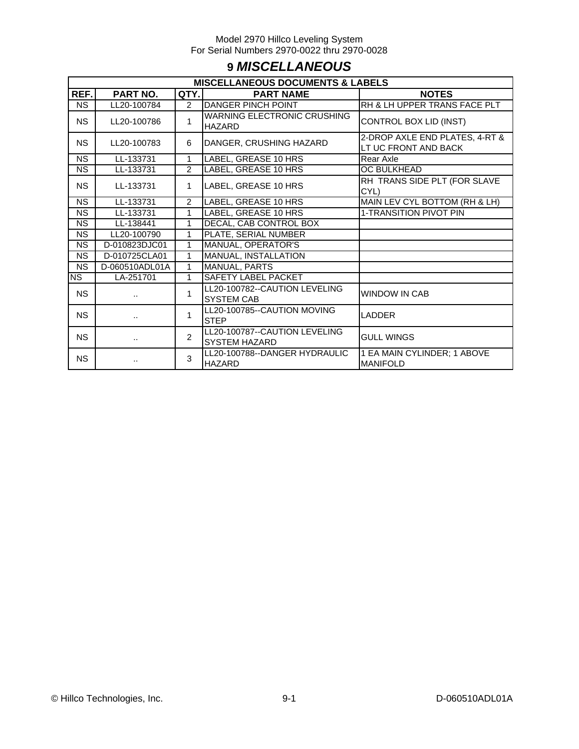# 9 *MISCELLANEOUS*

| MISCELLANEOUS DOCUMENTS & LABELS | | | | |
|---|---|---|---|---|
| **REF.** | **PART NO.** | **QTY.** | **PART NAME** | **NOTES** |
| NS | LL20-100784 | 2 | DANGER PINCH POINT | RH & LH UPPER TRANS FACE PLT |
| NS | LL20-100786 | 1 | WARNING ELECTRONIC CRUSHING HAZARD | CONTROL BOX LID (INST) |
| NS | LL20-100783 | 6 | DANGER, CRUSHING HAZARD | 2-DROP AXLE END PLATES, 4-RT & LT UC FRONT AND BACK |
| NS | LL-133731 | 1 | LABEL, GREASE 10 HRS | Rear Axle |
| NS | LL-133731 | 2 | LABEL, GREASE 10 HRS | OC BULKHEAD |
| NS | LL-133731 | 1 | LABEL, GREASE 10 HRS | RH TRANS SIDE PLT (FOR SLAVE CYL) |
| NS | LL-133731 | 2 | LABEL, GREASE 10 HRS | MAIN LEV CYL BOTTOM (RH & LH) |
| NS | LL-133731 | 1 | LABEL, GREASE 10 HRS | 1-TRANSITION PIVOT PIN |
| NS | LL-138441 | 1 | DECAL, CAB CONTROL BOX | |
| NS | LL20-100790 | 1 | PLATE, SERIAL NUMBER | |
| NS | D-010823DJC01 | 1 | MANUAL, OPERATOR'S | |
| NS | D-010725CLA01 | 1 | MANUAL, INSTALLATION | |
| NS | D-060510ADL01A | 1 | MANUAL, PARTS | |
| NS | LA-251701 | 1 | SAFETY LABEL PACKET | |
| NS | .. | 1 | LL20-100782--CAUTION LEVELING SYSTEM CAB | WINDOW IN CAB |
| NS | .. | 1 | LL20-100785--CAUTION MOVING STEP | LADDER |
| NS | .. | 2 | LL20-100787--CAUTION LEVELING SYSTEM HAZARD | GULL WINGS |
| NS | .. | 3 | LL20-100788--DANGER HYDRAULIC HAZARD | 1 EA MAIN CYLINDER; 1 ABOVE MANIFOLD |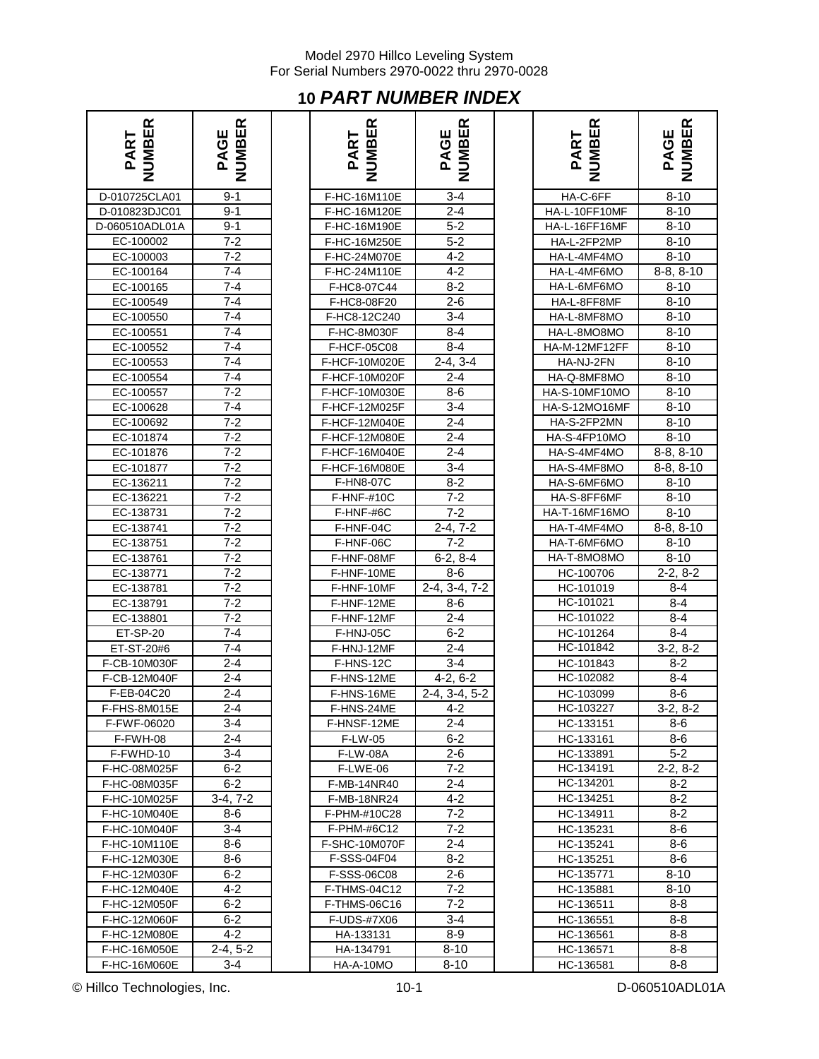## 10 *PART NUMBER INDEX*

| PART NUMBER | PAGE NUMBER | | PART NUMBER | PAGE NUMBER | | PART NUMBER | PAGE NUMBER |
|---|---|---|---|---|---|---|---|
| D-010725CLA01 | 9-1 | | F-HC-16M110E | 3-4 | | HA-C-6FF | 8-10 |
| D-010823DJC01 | 9-1 | | F-HC-16M120E | 2-4 | | HA-L-10FF10MF | 8-10 |
| D-060510ADL01A | 9-1 | | F-HC-16M190E | 5-2 | | HA-L-16FF16MF | 8-10 |
| EC-100002 | 7-2 | | F-HC-16M250E | 5-2 | | HA-L-2FP2MP | 8-10 |
| EC-100003 | 7-2 | | F-HC-24M070E | 4-2 | | HA-L-4MF4MO | 8-10 |
| EC-100164 | 7-4 | | F-HC-24M110E | 4-2 | | HA-L-4MF6MO | 8-8, 8-10 |
| EC-100165 | 7-4 | | F-HC8-07C44 | 8-2 | | HA-L-6MF6MO | 8-10 |
| EC-100549 | 7-4 | | F-HC8-08F20 | 2-6 | | HA-L-8FF8MF | 8-10 |
| EC-100550 | 7-4 | | F-HC8-12C240 | 3-4 | | HA-L-8MF8MO | 8-10 |
| EC-100551 | 7-4 | | F-HC-8M030F | 8-4 | | HA-L-8MO8MO | 8-10 |
| EC-100552 | 7-4 | | F-HCF-05C08 | 8-4 | | HA-M-12MF12FF | 8-10 |
| EC-100553 | 7-4 | | F-HCF-10M020E | 2-4, 3-4 | | HA-NJ-2FN | 8-10 |
| EC-100554 | 7-4 | | F-HCF-10M020F | 2-4 | | HA-Q-8MF8MO | 8-10 |
| EC-100557 | 7-2 | | F-HCF-10M030E | 8-6 | | HA-S-10MF10MO | 8-10 |
| EC-100628 | 7-4 | | F-HCF-12M025F | 3-4 | | HA-S-12MO16MF | 8-10 |
| EC-100692 | 7-2 | | F-HCF-12M040E | 2-4 | | HA-S-2FP2MN | 8-10 |
| EC-101874 | 7-2 | | F-HCF-12M080E | 2-4 | | HA-S-4FP10MO | 8-10 |
| EC-101876 | 7-2 | | F-HCF-16M040E | 2-4 | | HA-S-4MF4MO | 8-8, 8-10 |
| EC-101877 | 7-2 | | F-HCF-16M080E | 3-4 | | HA-S-4MF8MO | 8-8, 8-10 |
| EC-136211 | 7-2 | | F-HN8-07C | 8-2 | | HA-S-6MF6MO | 8-10 |
| EC-136221 | 7-2 | | F-HNF-#10C | 7-2 | | HA-S-8FF6MF | 8-10 |
| EC-138731 | 7-2 | | F-HNF-#6C | 7-2 | | HA-T-16MF16MO | 8-10 |
| EC-138741 | 7-2 | | F-HNF-04C | 2-4, 7-2 | | HA-T-4MF4MO | 8-8, 8-10 |
| EC-138751 | 7-2 | | F-HNF-06C | 7-2 | | HA-T-6MF6MO | 8-10 |
| EC-138761 | 7-2 | | F-HNF-08MF | 6-2, 8-4 | | HA-T-8MO8MO | 8-10 |
| EC-138771 | 7-2 | | F-HNF-10ME | 8-6 | | HC-100706 | 2-2, 8-2 |
| EC-138781 | 7-2 | | F-HNF-10MF | 2-4, 3-4, 7-2 | | HC-101019 | 8-4 |
| EC-138791 | 7-2 | | F-HNF-12ME | 8-6 | | HC-101021 | 8-4 |
| EC-138801 | 7-2 | | F-HNF-12MF | 2-4 | | HC-101022 | 8-4 |
| ET-SP-20 | 7-4 | | F-HNJ-05C | 6-2 | | HC-101264 | 8-4 |
| ET-ST-20#6 | 7-4 | | F-HNJ-12MF | 2-4 | | HC-101842 | 3-2, 8-2 |
| F-CB-10M030F | 2-4 | | F-HNS-12C | 3-4 | | HC-101843 | 8-2 |
| F-CB-12M040F | 2-4 | | F-HNS-12ME | 4-2, 6-2 | | HC-102082 | 8-4 |
| F-EB-04C20 | 2-4 | | F-HNS-16ME | 2-4, 3-4, 5-2 | | HC-103099 | 8-6 |
| F-FHS-8M015E | 2-4 | | F-HNS-24ME | 4-2 | | HC-103227 | 3-2, 8-2 |
| F-FWF-06020 | 3-4 | | F-HNSF-12ME | 2-4 | | HC-133151 | 8-6 |
| F-FWH-08 | 2-4 | | F-LW-05 | 6-2 | | HC-133161 | 8-6 |
| F-FWHD-10 | 3-4 | | F-LW-08A | 2-6 | | HC-133891 | 5-2 |
| F-HC-08M025F | 6-2 | | F-LWE-06 | 7-2 | | HC-134191 | 2-2, 8-2 |
| F-HC-08M035F | 6-2 | | F-MB-14NR40 | 2-4 | | HC-134201 | 8-2 |
| F-HC-10M025F | 3-4, 7-2 | | F-MB-18NR24 | 4-2 | | HC-134251 | 8-2 |
| F-HC-10M040E | 8-6 | | F-PHM-#10C28 | 7-2 | | HC-134911 | 8-2 |
| F-HC-10M040F | 3-4 | | F-PHM-#6C12 | 7-2 | | HC-135231 | 8-6 |
| F-HC-10M110E | 8-6 | | F-SHC-10M070F | 2-4 | | HC-135241 | 8-6 |
| F-HC-12M030E | 8-6 | | F-SSS-04F04 | 8-2 | | HC-135251 | 8-6 |
| F-HC-12M030F | 6-2 | | F-SSS-06C08 | 2-6 | | HC-135771 | 8-10 |
| F-HC-12M040E | 4-2 | | F-THMS-04C12 | 7-2 | | HC-135881 | 8-10 |
| F-HC-12M050F | 6-2 | | F-THMS-06C16 | 7-2 | | HC-136511 | 8-8 |
| F-HC-12M060F | 6-2 | | F-UDS-#7X06 | 3-4 | | HC-136551 | 8-8 |
| F-HC-12M080E | 4-2 | | HA-133131 | 8-9 | | HC-136561 | 8-8 |
| F-HC-16M050E | 2-4, 5-2 | | HA-134791 | 8-10 | | HC-136571 | 8-8 |
| F-HC-16M060E | 3-4 | | HA-A-10MO | 8-10 | | HC-136581 | 8-8 |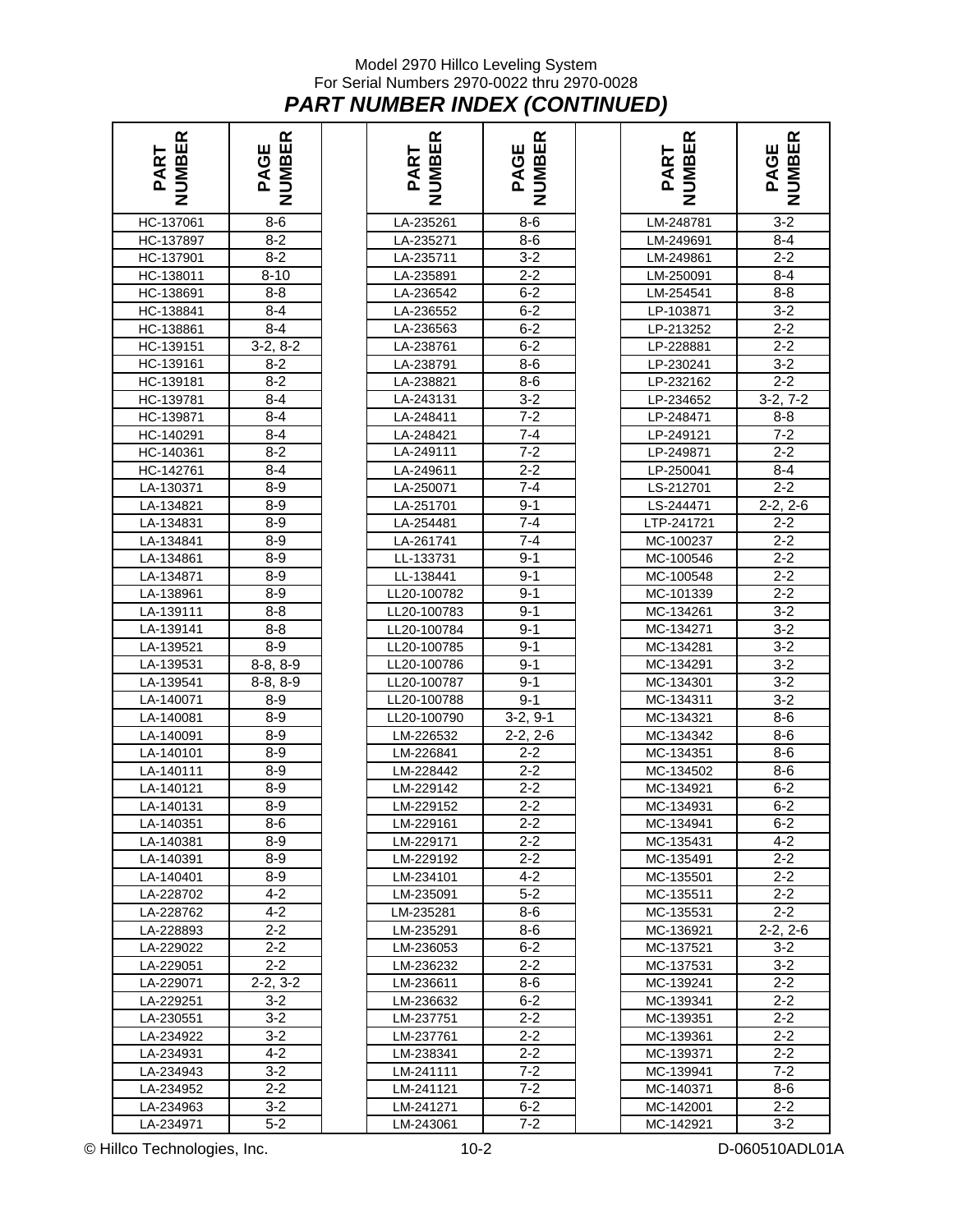Model 2970 Hillco Leveling System
For Serial Numbers 2970-0022 thru 2970-0028

# *PART NUMBER INDEX (CONTINUED)*

| PART NUMBER | PAGE NUMBER | | PART NUMBER | PAGE NUMBER | | PART NUMBER | PAGE NUMBER |
|---|---|---|---|---|---|---|---|
| HC-137061 | 8-6 | | LA-235261 | 8-6 | | LM-248781 | 3-2 |
| HC-137897 | 8-2 | | LA-235271 | 8-6 | | LM-249691 | 8-4 |
| HC-137901 | 8-2 | | LA-235711 | 3-2 | | LM-249861 | 2-2 |
| HC-138011 | 8-10 | | LA-235891 | 2-2 | | LM-250091 | 8-4 |
| HC-138691 | 8-8 | | LA-236542 | 6-2 | | LM-254541 | 8-8 |
| HC-138841 | 8-4 | | LA-236552 | 6-2 | | LP-103871 | 3-2 |
| HC-138861 | 8-4 | | LA-236563 | 6-2 | | LP-213252 | 2-2 |
| HC-139151 | 3-2, 8-2 | | LA-238761 | 6-2 | | LP-228881 | 2-2 |
| HC-139161 | 8-2 | | LA-238791 | 8-6 | | LP-230241 | 3-2 |
| HC-139181 | 8-2 | | LA-238821 | 8-6 | | LP-232162 | 2-2 |
| HC-139781 | 8-4 | | LA-243131 | 3-2 | | LP-234652 | 3-2, 7-2 |
| HC-139871 | 8-4 | | LA-248411 | 7-2 | | LP-248471 | 8-8 |
| HC-140291 | 8-4 | | LA-248421 | 7-4 | | LP-249121 | 7-2 |
| HC-140361 | 8-2 | | LA-249111 | 7-2 | | LP-249871 | 2-2 |
| HC-142761 | 8-4 | | LA-249611 | 2-2 | | LP-250041 | 8-4 |
| LA-130371 | 8-9 | | LA-250071 | 7-4 | | LS-212701 | 2-2 |
| LA-134821 | 8-9 | | LA-251701 | 9-1 | | LS-244471 | 2-2, 2-6 |
| LA-134831 | 8-9 | | LA-254481 | 7-4 | | LTP-241721 | 2-2 |
| LA-134841 | 8-9 | | LA-261741 | 7-4 | | MC-100237 | 2-2 |
| LA-134861 | 8-9 | | LL-133731 | 9-1 | | MC-100546 | 2-2 |
| LA-134871 | 8-9 | | LL-138441 | 9-1 | | MC-100548 | 2-2 |
| LA-138961 | 8-9 | | LL20-100782 | 9-1 | | MC-101339 | 2-2 |
| LA-139111 | 8-8 | | LL20-100783 | 9-1 | | MC-134261 | 3-2 |
| LA-139141 | 8-8 | | LL20-100784 | 9-1 | | MC-134271 | 3-2 |
| LA-139521 | 8-9 | | LL20-100785 | 9-1 | | MC-134281 | 3-2 |
| LA-139531 | 8-8, 8-9 | | LL20-100786 | 9-1 | | MC-134291 | 3-2 |
| LA-139541 | 8-8, 8-9 | | LL20-100787 | 9-1 | | MC-134301 | 3-2 |
| LA-140071 | 8-9 | | LL20-100788 | 9-1 | | MC-134311 | 3-2 |
| LA-140081 | 8-9 | | LL20-100790 | 3-2, 9-1 | | MC-134321 | 8-6 |
| LA-140091 | 8-9 | | LM-226532 | 2-2, 2-6 | | MC-134342 | 8-6 |
| LA-140101 | 8-9 | | LM-226841 | 2-2 | | MC-134351 | 8-6 |
| LA-140111 | 8-9 | | LM-228442 | 2-2 | | MC-134502 | 8-6 |
| LA-140121 | 8-9 | | LM-229142 | 2-2 | | MC-134921 | 6-2 |
| LA-140131 | 8-9 | | LM-229152 | 2-2 | | MC-134931 | 6-2 |
| LA-140351 | 8-6 | | LM-229161 | 2-2 | | MC-134941 | 6-2 |
| LA-140381 | 8-9 | | LM-229171 | 2-2 | | MC-135431 | 4-2 |
| LA-140391 | 8-9 | | LM-229192 | 2-2 | | MC-135491 | 2-2 |
| LA-140401 | 8-9 | | LM-234101 | 4-2 | | MC-135501 | 2-2 |
| LA-228702 | 4-2 | | LM-235091 | 5-2 | | MC-135511 | 2-2 |
| LA-228762 | 4-2 | | LM-235281 | 8-6 | | MC-135531 | 2-2 |
| LA-228893 | 2-2 | | LM-235291 | 8-6 | | MC-136921 | 2-2, 2-6 |
| LA-229022 | 2-2 | | LM-236053 | 6-2 | | MC-137521 | 3-2 |
| LA-229051 | 2-2 | | LM-236232 | 2-2 | | MC-137531 | 3-2 |
| LA-229071 | 2-2, 3-2 | | LM-236611 | 8-6 | | MC-139241 | 2-2 |
| LA-229251 | 3-2 | | LM-236632 | 6-2 | | MC-139341 | 2-2 |
| LA-230551 | 3-2 | | LM-237751 | 2-2 | | MC-139351 | 2-2 |
| LA-234922 | 3-2 | | LM-237761 | 2-2 | | MC-139361 | 2-2 |
| LA-234931 | 4-2 | | LM-238341 | 2-2 | | MC-139371 | 2-2 |
| LA-234943 | 3-2 | | LM-241111 | 7-2 | | MC-139941 | 7-2 |
| LA-234952 | 2-2 | | LM-241121 | 7-2 | | MC-140371 | 8-6 |
| LA-234963 | 3-2 | | LM-241271 | 6-2 | | MC-142001 | 2-2 |
| LA-234971 | 5-2 | | LM-243061 | 7-2 | | MC-142921 | 3-2 |

© Hillco Technologies, Inc. D-060510ADL01A